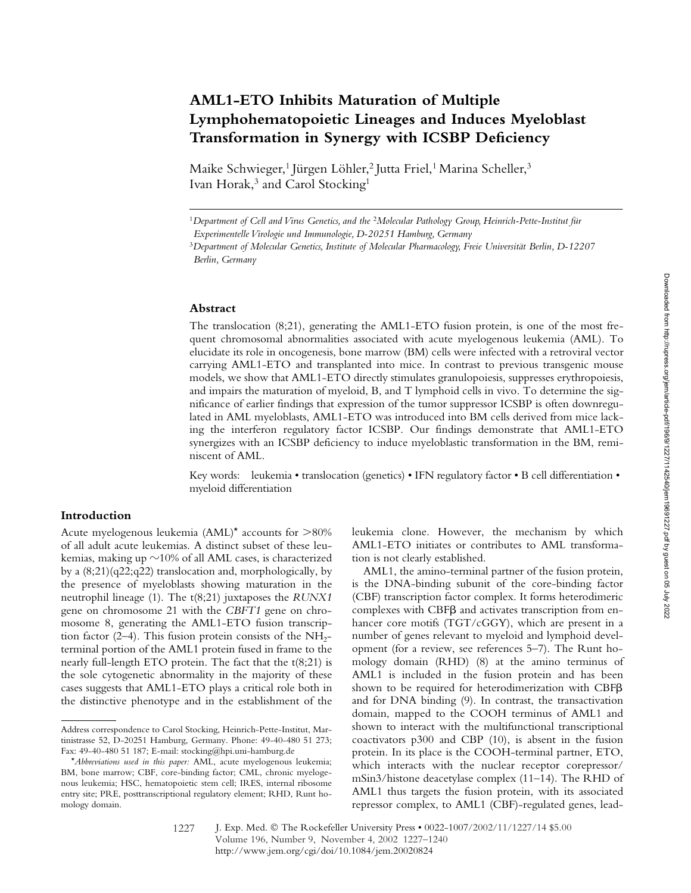# AML1-ETO Inhibits Maturation of Multiple Lymphohematopoietic Lineages and Induces Myeloblast Transformation in Synergy with ICSBP Deficiency

Maike Schwieger,[1] Jürgen Löhler,[2] Jutta Friel,[1] Marina Scheller,[3] Ivan Horak,[3] and Carol Stocking[1]

[1]*Department of Cell and Virus Genetics, and the* [2]*Molecular Pathology Group, Heinrich-Pette-Institut für Experimentelle Virologie und Immunologie, D-20251 Hamburg, Germany*

[3]*Department of Molecular Genetics, Institute of Molecular Pharmacology, Freie Universität Berlin, D-12207 Berlin, Germany*

## Abstract

The translocation (8;21), generating the AML1-ETO fusion protein, is one of the most frequent chromosomal abnormalities associated with acute myelogenous leukemia (AML). To elucidate its role in oncogenesis, bone marrow (BM) cells were infected with a retroviral vector carrying AML1-ETO and transplanted into mice. In contrast to previous transgenic mouse models, we show that AML1-ETO directly stimulates granulopoiesis, suppresses erythropoiesis, and impairs the maturation of myeloid, B, and T lymphoid cells in vivo. To determine the significance of earlier findings that expression of the tumor suppressor ICSBP is often downregulated in AML myeloblasts, AML1-ETO was introduced into BM cells derived from mice lacking the interferon regulatory factor ICSBP. Our findings demonstrate that AML1-ETO synergizes with an ICSBP deficiency to induce myeloblastic transformation in the BM, reminiscent of AML.

Key words: leukemia • translocation (genetics) • IFN regulatory factor • B cell differentiation • myeloid differentiation

## Introduction

Acute myelogenous leukemia (AML)* accounts for >80% of all adult acute leukemias. A distinct subset of these leukemias, making up ~10% of all AML cases, is characterized by a (8;21)(q22;q22) translocation and, morphologically, by the presence of myeloblasts showing maturation in the neutrophil lineage (1). The t(8;21) juxtaposes the *RUNX1* gene on chromosome 21 with the *CBFT1* gene on chromosome 8, generating the AML1-ETO fusion transcription factor (2–4). This fusion protein consists of the $NH_2$-terminal portion of the AML1 protein fused in frame to the nearly full-length ETO protein. The fact that the t(8;21) is the sole cytogenetic abnormality in the majority of these cases suggests that AML1-ETO plays a critical role both in the distinctive phenotype and in the establishment of the leukemia clone. However, the mechanism by which AML1-ETO initiates or contributes to AML transformation is not clearly established.

AML1, the amino-terminal partner of the fusion protein, is the DNA-binding subunit of the core-binding factor (CBF) transcription factor complex. It forms heterodimeric complexes with CBFβ and activates transcription from enhancer core motifs (TGT/cGGY), which are present in a number of genes relevant to myeloid and lymphoid development (for a review, see references 5–7). The Runt homology domain (RHD) (8) at the amino terminus of AML1 is included in the fusion protein and has been shown to be required for heterodimerization with CBFβ and for DNA binding (9). In contrast, the transactivation domain, mapped to the COOH terminus of AML1 and shown to interact with the multifunctional transcriptional coactivators p300 and CBP (10), is absent in the fusion protein. In its place is the COOH-terminal partner, ETO, which interacts with the nuclear receptor corepressor/mSin3/histone deacetylase complex (11–14). The RHD of AML1 thus targets the fusion protein, with its associated repressor complex, to AML1 (CBF)-regulated genes, lead-

Address correspondence to Carol Stocking, Heinrich-Pette-Institut, Martinistrasse 52, D-20251 Hamburg, Germany. Phone: 49-40-480 51 273; Fax: 49-40-480 51 187; E-mail: stocking@hpi.uni-hamburg.de

*Abbreviations used in this paper:* AML, acute myelogenous leukemia; BM, bone marrow; CBF, core-binding factor; CML, chronic myelogenous leukemia; HSC, hematopoietic stem cell; IRES, internal ribosome entry site; PRE, posttranscriptional regulatory element; RHD, Runt homology domain.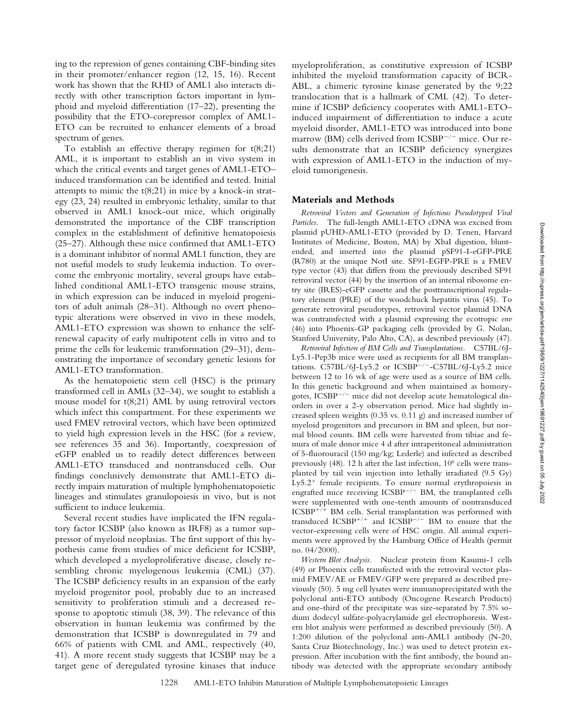ing to the repression of genes containing CBF-binding sites in their promoter/enhancer region (12, 15, 16). Recent work has shown that the RHD of AML1 also interacts directly with other transcription factors important in lymphoid and myeloid differentiation (17–22), presenting the possibility that the ETO-corepressor complex of AML1-ETO can be recruited to enhancer elements of a broad spectrum of genes.

To establish an effective therapy regimen for t(8;21) AML, it is important to establish an in vivo system in which the critical events and target genes of AML1-ETO–induced transformation can be identified and tested. Initial attempts to mimic the t(8;21) in mice by a knock-in strategy (23, 24) resulted in embryonic lethality, similar to that observed in AML1 knock-out mice, which originally demonstrated the importance of the CBF transcription complex in the establishment of definitive hematopoiesis (25–27). Although these mice confirmed that AML1-ETO is a dominant inhibitor of normal AML1 function, they are not useful models to study leukemia induction. To overcome the embryonic mortality, several groups have established conditional AML1-ETO transgenic mouse strains, in which expression can be induced in myeloid progenitors of adult animals (28–31). Although no overt phenotypic alterations were observed in vivo in these models, AML1-ETO expression was shown to enhance the self-renewal capacity of early multipotent cells in vitro and to prime the cells for leukemic transformation (29–31), demonstrating the importance of secondary genetic lesions for AML1-ETO transformation.

As the hematopoietic stem cell (HSC) is the primary transformed cell in AMLs (32–34), we sought to establish a mouse model for t(8;21) AML by using retroviral vectors which infect this compartment. For these experiments we used FMEV retroviral vectors, which have been optimized to yield high expression levels in the HSC (for a review, see references 35 and 36). Importantly, coexpression of eGFP enabled us to readily detect differences between AML1-ETO transduced and nontransduced cells. Our findings conclusively demonstrate that AML1-ETO directly impairs maturation of multiple lymphohematopoietic lineages and stimulates granulopoiesis in vivo, but is not sufficient to induce leukemia.

Several recent studies have implicated the IFN regulatory factor ICSBP (also known as IRF8) as a tumor suppressor of myeloid neoplasias. The first support of this hypothesis came from studies of mice deficient for ICSBP, which developed a myeloproliferative disease, closely resembling chronic myelogenous leukemia (CML) (37). The ICSBP deficiency results in an expansion of the early myeloid progenitor pool, probably due to an increased sensitivity to proliferation stimuli and a decreased response to apoptotic stimuli (38, 39). The relevance of this observation in human leukemia was confirmed by the demonstration that ICSBP is downregulated in 79 and 66% of patients with CML and AML, respectively (40, 41). A more recent study suggests that ICSBP may be a target gene of deregulated tyrosine kinases that induce myeloproliferation, as constitutive expression of ICSBP inhibited the myeloid transformation capacity of BCR-ABL, a chimeric tyrosine kinase generated by the 9;22 translocation that is a hallmark of CML (42). To determine if ICSBP deficiency cooperates with AML1-ETO–induced impairment of differentiation to induce a acute myeloid disorder, AML1-ETO was introduced into bone marrow (BM) cells derived from ICSBP$^{-/-}$ mice. Our results demonstrate that an ICSBP deficiency synergizes with expression of AML1-ETO in the induction of myeloid tumorigenesis.

## Materials and Methods

*Retroviral Vectors and Generation of Infectious Pseudotyped Viral Particles.* The full-length AML1-ETO cDNA was excised from plasmid pUHD-AML1-ETO (provided by D. Tenen, Harvard Institutes of Medicine, Boston, MA) by XbaI digestion, blunt-ended, and inserted into the plasmid pSF91-I-eGFP-PRE (R780) at the unique NotI site. SF91-EGFP-PRE is a FMEV type vector (43) that differs from the previously described SF91 retroviral vector (44) by the insertion of an internal ribosome entry site (IRES)-eGFP cassette and the posttranscriptional regulatory element (PRE) of the woodchuck hepatitis virus (45). To generate retroviral pseudotypes, retroviral vector plasmid DNA was contransfected with a plasmid expressing the ecotropic *env* (46) into Phoenix-GP packaging cells (provided by G. Nolan, Stanford University, Palo Alto, CA), as described previously (47).

*Retroviral Infection of BM Cells and Transplantations.* C57BL/6J-Ly5.1-Pep3b mice were used as recipients for all BM transplantations. C57BL/6J-Ly5.2 or ICSBP$^{-/-}$-C57BL/6J-Ly5.2 mice between 12 to 16 wk of age were used as a source of BM cells. In this genetic background and when maintained as homozygotes, ICSBP$^{-/-}$ mice did not develop acute hematological disorders in over a 2-y observation period. Mice had slightly increased spleen weights (0.35 vs. 0.11 g) and increased number of myeloid progenitors and precursors in BM and spleen, but normal blood counts. BM cells were harvested from tibiae and femura of male donor mice 4 d after intraperitoneal administration of 5-fluorouracil (150 mg/kg; Lederle) and infected as described previously (48). 12 h after the last infection, $10^6$ cells were transplanted by tail vein injection into lethally irradiated (9.5 Gy) Ly5.2$^+$ female recipients. To ensure normal erythropoiesis in engrafted mice receiving ICSBP$^{-/-}$ BM, the transplanted cells were supplemented with one-tenth amounts of nontransduced ICSBP$^{+/+}$ BM cells. Serial transplantation was performed with transduced ICSBP$^{+/+}$ and ICSBP$^{-/-}$ BM to ensure that the vector-expressing cells were of HSC origin. All animal experiments were approved by the Hamburg Office of Health (permit no. 04/2000).

*Western Blot Analysis.* Nuclear protein from Kasumi-1 cells (49) or Phoenix cells transfected with the retroviral vector plasmid FMEV/AE or FMEV/GFP were prepared as described previously (50). 5 mg cell lysates were immunoprecipitated with the polyclonal anti-ETO antibody (Oncogene Research Products) and one-third of the precipitate was size-separated by 7.5% sodium dodecyl sulfate-polyacrylamide gel electrophoresis. Western blot analysis were performed as described previously (50). A 1:200 dilution of the polyclonal anti-AML1 antibody (N-20, Santa Cruz Biotechnology, Inc.) was used to detect protein expression. After incubation with the first antibody, the bound antibody was detected with the appropriate secondary antibody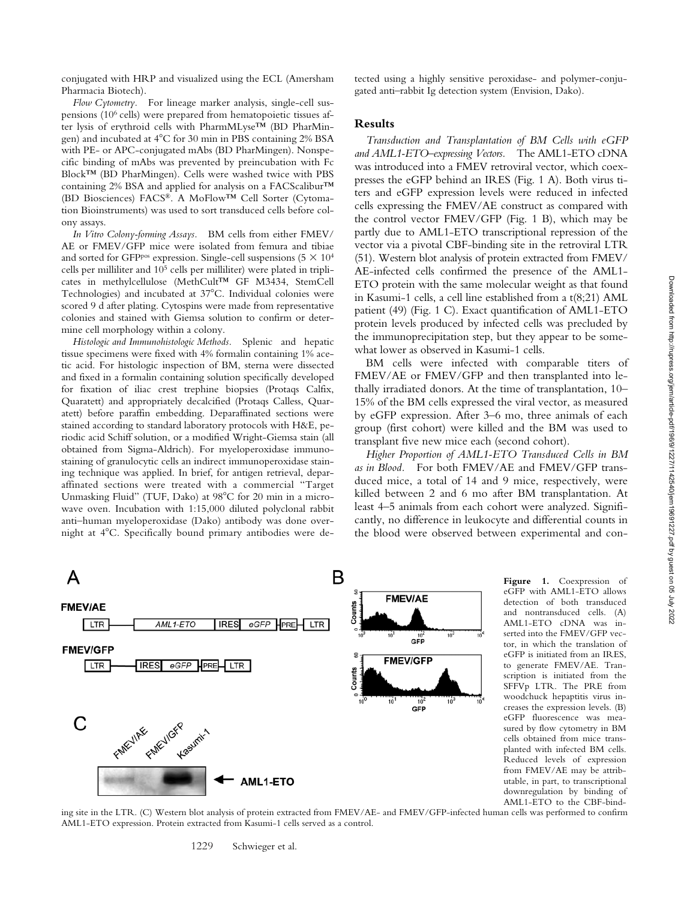conjugated with HRP and visualized using the ECL (Amersham Pharmacia Biotech).

*Flow Cytometry.* For lineage marker analysis, single-cell suspensions ($10^6$ cells) were prepared from hematopoietic tissues after lysis of erythroid cells with PharmMLyse™ (BD PharMingen) and incubated at 4°C for 30 min in PBS containing 2% BSA with PE- or APC-conjugated mAbs (BD PharMingen). Nonspecific binding of mAbs was prevented by preincubation with Fc Block™ (BD PharMingen). Cells were washed twice with PBS containing 2% BSA and applied for analysis on a FACScalibur™ (BD Biosciences) FACS®. A MoFlow™ Cell Sorter (Cytomation Bioinstruments) was used to sort transduced cells before colony assays.

*In Vitro Colony-forming Assays.* BM cells from either FMEV/AE or FMEV/GFP mice were isolated from femura and tibiae and sorted for GFP$^{pos}$ expression. Single-cell suspensions ($5 \times 10^4$ cells per milliliter and $10^5$ cells per milliliter) were plated in triplicates in methylcellulose (MethCult™ GF M3434, StemCell Technologies) and incubated at 37°C. Individual colonies were scored 9 d after plating. Cytospins were made from representative colonies and stained with Giemsa solution to confirm or determine cell morphology within a colony.

*Histologic and Immunohistologic Methods.* Splenic and hepatic tissue specimens were fixed with 4% formalin containing 1% acetic acid. For histologic inspection of BM, sterna were dissected and fixed in a formalin containing solution specifically developed for fixation of iliac crest trephine biopsies (Protaqs Calfix, Quaratett) and appropriately decalcified (Protaqs Calless, Quaratett) before paraffin embedding. Deparaffinated sections were stained according to standard laboratory protocols with H&E, periodic acid Schiff solution, or a modified Wright-Giemsa stain (all obtained from Sigma-Aldrich). For myeloperoxidase immunostaining of granulocytic cells an indirect immunoperoxidase staining technique was applied. In brief, for antigen retrieval, deparaffinated sections were treated with a commercial "Target Unmasking Fluid" (TUF, Dako) at 98°C for 20 min in a microwave oven. Incubation with 1:15,000 diluted polyclonal rabbit anti–human myeloperoxidase (Dako) antibody was done overnight at 4°C. Specifically bound primary antibodies were detected using a highly sensitive peroxidase- and polymer-conjugated anti–rabbit Ig detection system (Envision, Dako).

## Results

*Transduction and Transplantation of BM Cells with eGFP and AML1-ETO–expressing Vectors.* The AML1-ETO cDNA was introduced into a FMEV retroviral vector, which coexpresses the eGFP behind an IRES (Fig. 1 A). Both virus titers and eGFP expression levels were reduced in infected cells expressing the FMEV/AE construct as compared with the control vector FMEV/GFP (Fig. 1 B), which may be partly due to AML1-ETO transcriptional repression of the vector via a pivotal CBF-binding site in the retroviral LTR (51). Western blot analysis of protein extracted from FMEV/AE-infected cells confirmed the presence of the AML1-ETO protein with the same molecular weight as that found in Kasumi-1 cells, a cell line established from a t(8;21) AML patient (49) (Fig. 1 C). Exact quantification of AML1-ETO protein levels produced by infected cells was precluded by the immunoprecipitation step, but they appear to be somewhat lower as observed in Kasumi-1 cells.

BM cells were infected with comparable titers of FMEV/AE or FMEV/GFP and then transplanted into lethally irradiated donors. At the time of transplantation, 10–15% of the BM cells expressed the viral vector, as measured by eGFP expression. After 3–6 mo, three animals of each group (first cohort) were killed and the BM was used to transplant five new mice each (second cohort).

*Higher Proportion of AML1-ETO Transduced Cells in BM as in Blood.* For both FMEV/AE and FMEV/GFP transduced mice, a total of 14 and 9 mice, respectively, were killed between 2 and 6 mo after BM transplantation. At least 4–5 animals from each cohort were analyzed. Significantly, no difference in leukocyte and differential counts in the blood were observed between experimental and con-

**Figure 1.** Coexpression of eGFP with AML1-ETO allows detection of both transduced and nontransduced cells. (A) AML1-ETO cDNA was inserted into the FMEV/GFP vector, in which the translation of eGFP is initiated from an IRES, to generate FMEV/AE. Transcription is initiated from the SFFVp LTR. The PRE from woodchuck hepatitis virus increases the expression levels. (B) eGFP fluorescence was measured by flow cytometry in BM cells obtained from mice transplanted with infected BM cells. Reduced levels of expression from FMEV/AE may be attributable, in part, to transcriptional downregulation by binding of AML1-ETO to the CBF-binding site in the LTR. (C) Western blot analysis of protein extracted from FMEV/AE- and FMEV/GFP-infected human cells was performed to confirm AML1-ETO expression. Protein extracted from Kasumi-1 cells served as a control.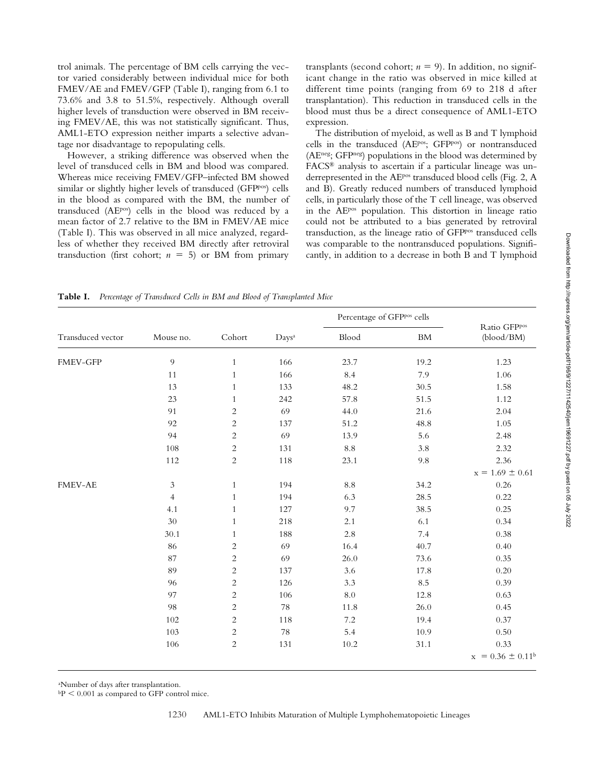trol animals. The percentage of BM cells carrying the vector varied considerably between individual mice for both FMEV/AE and FMEV/GFP (Table I), ranging from 6.1 to 73.6% and 3.8 to 51.5%, respectively. Although overall higher levels of transduction were observed in BM receiving FMEV/AE, this was not statistically significant. Thus, AML1-ETO expression neither imparts a selective advantage nor disadvantage to repopulating cells.

However, a striking difference was observed when the level of transduced cells in BM and blood was compared. Whereas mice receiving FMEV/GFP–infected BM showed similar or slightly higher levels of transduced (GFP$^{pos}$) cells in the blood as compared with the BM, the number of transduced (AE$^{pos}$) cells in the blood was reduced by a mean factor of 2.7 relative to the BM in FMEV/AE mice (Table I). This was observed in all mice analyzed, regardless of whether they received BM directly after retroviral transduction (first cohort; $n = 5$) or BM from primary transplants (second cohort; $n = 9$). In addition, no significant change in the ratio was observed in mice killed at different time points (ranging from 69 to 218 d after transplantation). This reduction in transduced cells in the blood must thus be a direct consequence of AML1-ETO expression.

The distribution of myeloid, as well as B and T lymphoid cells in the transduced (AE$^{pos}$; GFP$^{pos}$) or nontransduced (AE$^{neg}$; GFP$^{neg}$) populations in the blood was determined by FACS® analysis to ascertain if a particular lineage was underrepresented in the AE$^{pos}$ transduced blood cells (Fig. 2, A and B). Greatly reduced numbers of transduced lymphoid cells, in particularly those of the T cell lineage, was observed in the AE$^{pos}$ population. This distortion in lineage ratio could not be attributed to a bias generated by retroviral transduction, as the lineage ratio of GFP$^{pos}$ transduced cells was comparable to the nontransduced populations. Significantly, in addition to a decrease in both B and T lymphoid

**Table I.** *Percentage of Transduced Cells in BM and Blood of Transplanted Mice*

| Transduced vector | Mouse no. | Cohort | Days[a] | Percentage of GFP$^{pos}$ cells | | Ratio GFP$^{pos}$ (blood/BM) |
|---|---|---|---|---|---|---|
| | | | | Blood | BM | |
| FMEV-GFP | 9 | 1 | 166 | 23.7 | 19.2 | 1.23 |
| | 11 | 1 | 166 | 8.4 | 7.9 | 1.06 |
| | 13 | 1 | 133 | 48.2 | 30.5 | 1.58 |
| | 23 | 1 | 242 | 57.8 | 51.5 | 1.12 |
| | 91 | 2 | 69 | 44.0 | 21.6 | 2.04 |
| | 92 | 2 | 137 | 51.2 | 48.8 | 1.05 |
| | 94 | 2 | 69 | 13.9 | 5.6 | 2.48 |
| | 108 | 2 | 131 | 8.8 | 3.8 | 2.32 |
| | 112 | 2 | 118 | 23.1 | 9.8 | 2.36 |
| | | | | | | $x = 1.69 \pm 0.61$ |
| FMEV-AE | 3 | 1 | 194 | 8.8 | 34.2 | 0.26 |
| | 4 | 1 | 194 | 6.3 | 28.5 | 0.22 |
| | 4.1 | 1 | 127 | 9.7 | 38.5 | 0.25 |
| | 30 | 1 | 218 | 2.1 | 6.1 | 0.34 |
| | 30.1 | 1 | 188 | 2.8 | 7.4 | 0.38 |
| | 86 | 2 | 69 | 16.4 | 40.7 | 0.40 |
| | 87 | 2 | 69 | 26.0 | 73.6 | 0.35 |
| | 89 | 2 | 137 | 3.6 | 17.8 | 0.20 |
| | 96 | 2 | 126 | 3.3 | 8.5 | 0.39 |
| | 97 | 2 | 106 | 8.0 | 12.8 | 0.63 |
| | 98 | 2 | 78 | 11.8 | 26.0 | 0.45 |
| | 102 | 2 | 118 | 7.2 | 19.4 | 0.37 |
| | 103 | 2 | 78 | 5.4 | 10.9 | 0.50 |
| | 106 | 2 | 131 | 10.2 | 31.1 | 0.33 |
| | | | | | | $x = 0.36 \pm 0.11$[b] |

[a]Number of days after transplantation.
[b]$P < 0.001$ as compared to GFP control mice.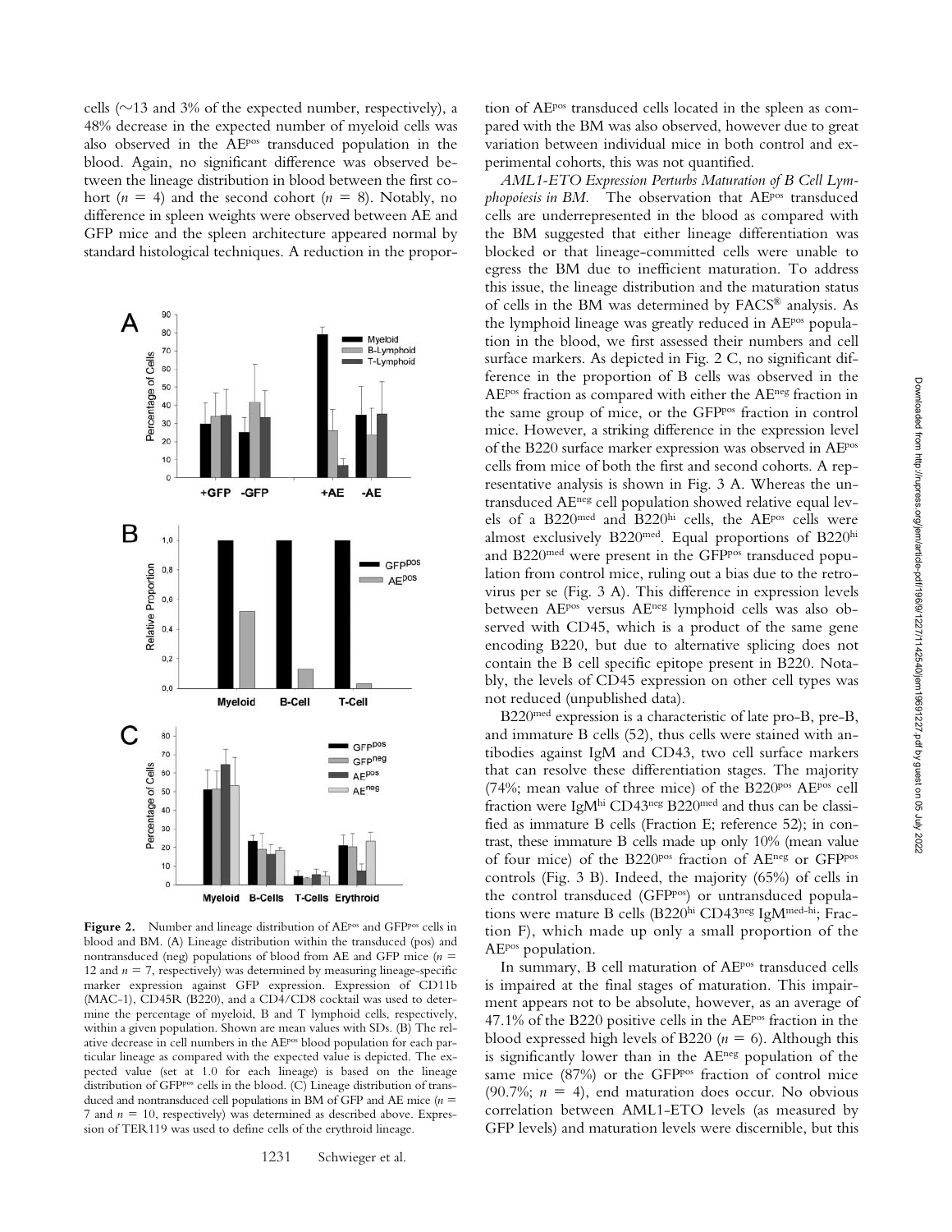cells (∼13 and 3% of the expected number, respectively), a 48% decrease in the expected number of myeloid cells was also observed in the AE$^{pos}$ transduced population in the blood. Again, no significant difference was observed between the lineage distribution in blood between the first cohort ($n = 4$) and the second cohort ($n = 8$). Notably, no difference in spleen weights were observed between AE and GFP mice and the spleen architecture appeared normal by standard histological techniques. A reduction in the proportion of AE$^{pos}$ transduced cells located in the spleen as compared with the BM was also observed, however due to great variation between individual mice in both control and experimental cohorts, this was not quantified.

**Figure 2.** Number and lineage distribution of AE$^{pos}$ and GFP$^{pos}$ cells in blood and BM. (A) Lineage distribution within the transduced (pos) and nontransduced (neg) populations of blood from AE and GFP mice ($n$ = 12 and $n$ = 7, respectively) was determined by measuring lineage-specific marker expression against GFP expression. Expression of CD11b (MAC-1), CD45R (B220), and a CD4/CD8 cocktail was used to determine the percentage of myeloid, B and T lymphoid cells, respectively, within a given population. Shown are mean values with SDs. (B) The relative decrease in cell numbers in the AE$^{pos}$ blood population for each particular lineage as compared with the expected value is depicted. The expected value (set at 1.0 for each lineage) is based on the lineage distribution of GFP$^{pos}$ cells in the blood. (C) Lineage distribution of transduced and nontransduced cell populations in BM of GFP and AE mice ($n$ = 7 and $n$ = 10, respectively) was determined as described above. Expression of TER119 was used to define cells of the erythroid lineage.

*AML1-ETO Expression Perturbs Maturation of B Cell Lymphopoiesis in BM.* The observation that AE$^{pos}$ transduced cells are underrepresented in the blood as compared with the BM suggested that either lineage differentiation was blocked or that lineage-committed cells were unable to egress the BM due to inefficient maturation. To address this issue, the lineage distribution and the maturation status of cells in the BM was determined by FACS® analysis. As the lymphoid lineage was greatly reduced in AE$^{pos}$ population in the blood, we first assessed their numbers and cell surface markers. As depicted in Fig. 2 C, no significant difference in the proportion of B cells was observed in the AE$^{pos}$ fraction as compared with either the AE$^{neg}$ fraction in the same group of mice, or the GFP$^{pos}$ fraction in control mice. However, a striking difference in the expression level of the B220 surface marker expression was observed in AE$^{pos}$ cells from mice of both the first and second cohorts. A representative analysis is shown in Fig. 3 A. Whereas the untransduced AE$^{neg}$ cell population showed relative equal levels of a B220$^{med}$ and B220$^{hi}$ cells, the AE$^{pos}$ cells were almost exclusively B220$^{med}$. Equal proportions of B220$^{hi}$ and B220$^{med}$ were present in the GFP$^{pos}$ transduced population from control mice, ruling out a bias due to the retrovirus per se (Fig. 3 A). This difference in expression levels between AE$^{pos}$ versus AE$^{neg}$ lymphoid cells was also observed with CD45, which is a product of the same gene encoding B220, but due to alternative splicing does not contain the B cell specific epitope present in B220. Notably, the levels of CD45 expression on other cell types was not reduced (unpublished data).

B220$^{med}$ expression is a characteristic of late pro-B, pre-B, and immature B cells (52), thus cells were stained with antibodies against IgM and CD43, two cell surface markers that can resolve these differentiation stages. The majority (74%; mean value of three mice) of the B220$^{pos}$ AE$^{pos}$ cell fraction were IgM$^{hi}$ CD43$^{neg}$ B220$^{med}$ and thus can be classified as immature B cells (Fraction E; reference 52); in contrast, these immature B cells made up only 10% (mean value of four mice) of the B220$^{pos}$ fraction of AE$^{neg}$ or GFP$^{pos}$ controls (Fig. 3 B). Indeed, the majority (65%) of cells in the control transduced (GFP$^{pos}$) or untransduced populations were mature B cells (B220$^{hi}$ CD43$^{neg}$ IgM$^{med-hi}$; Fraction F), which made up only a small proportion of the AE$^{pos}$ population.

In summary, B cell maturation of AE$^{pos}$ transduced cells is impaired at the final stages of maturation. This impairment appears not to be absolute, however, as an average of 47.1% of the B220 positive cells in the AE$^{pos}$ fraction in the blood expressed high levels of B220 ($n = 6$). Although this is significantly lower than in the AE$^{neg}$ population of the same mice (87%) or the GFP$^{pos}$ fraction of control mice (90.7%; $n = 4$), end maturation does occur. No obvious correlation between AML1-ETO levels (as measured by GFP levels) and maturation levels were discernible, but this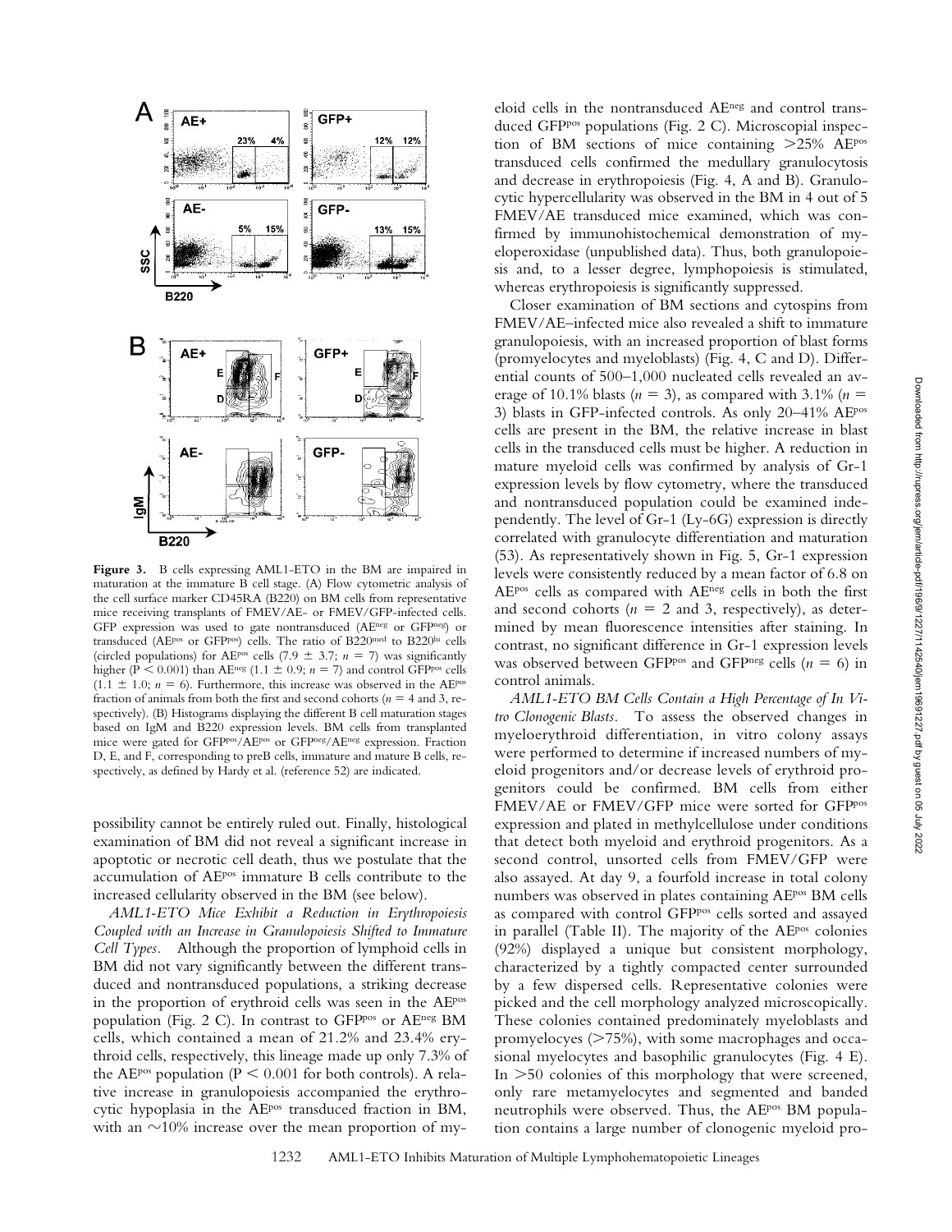**Figure 3.** B cells expressing AML1-ETO in the BM are impaired in maturation at the immature B cell stage. (A) Flow cytometric analysis of the cell surface marker CD45RA (B220) on BM cells from representative mice receiving transplants of FMEV/AE- or FMEV/GFP-infected cells. GFP expression was used to gate nontransduced (AE$^{neg}$ or GFP$^{neg}$) or transduced (AE$^{pos}$ or GFP$^{pos}$) cells. The ratio of B220$^{med}$ to B220$^{hi}$ cells (circled populations) for AE$^{pos}$ cells (7.9 ± 3.7; $n = 7$) was significantly higher ($P < 0.001$) than AE$^{neg}$ (1.1 ± 0.9; $n = 7$) and control GFP$^{pos}$ cells (1.1 ± 1.0; $n = 6$). Furthermore, this increase was observed in the AE$^{pos}$ fraction of animals from both the first and second cohorts ($n = 4$ and 3, respectively). (B) Histograms displaying the different B cell maturation stages based on IgM and B220 expression levels. BM cells from transplanted mice were gated for GFP$^{pos}$/AE$^{pos}$ or GFP$^{neg}$/AE$^{neg}$ expression. Fraction D, E, and F, corresponding to preB cells, immature and mature B cells, respectively, as defined by Hardy et al. (reference 52) are indicated.

possibility cannot be entirely ruled out. Finally, histological examination of BM did not reveal a significant increase in apoptotic or necrotic cell death, thus we postulate that the accumulation of AE$^{pos}$ immature B cells contribute to the increased cellularity observed in the BM (see below).

*AML1-ETO Mice Exhibit a Reduction in Erythropoiesis Coupled with an Increase in Granulopoiesis Shifted to Immature Cell Types.* Although the proportion of lymphoid cells in BM did not vary significantly between the different transduced and nontransduced populations, a striking decrease in the proportion of erythroid cells was seen in the AE$^{pos}$ population (Fig. 2 C). In contrast to GFP$^{pos}$ or AE$^{neg}$ BM cells, which contained a mean of 21.2% and 23.4% erythroid cells, respectively, this lineage made up only 7.3% of the AE$^{pos}$ population ($P < 0.001$ for both controls). A relative increase in granulopoiesis accompanied the erythrocytic hypoplasia in the AE$^{pos}$ transduced fraction in BM, with an ~10% increase over the mean proportion of myeloid cells in the nontransduced AE$^{neg}$ and control transduced GFP$^{pos}$ populations (Fig. 2 C). Microscopial inspection of BM sections of mice containing >25% AE$^{pos}$ transduced cells confirmed the medullary granulocytosis and decrease in erythropoiesis (Fig. 4, A and B). Granulocytic hypercellularity was observed in the BM in 4 out of 5 FMEV/AE transduced mice examined, which was confirmed by immunohistochemical demonstration of myeloperoxidase (unpublished data). Thus, both granulopoiesis and, to a lesser degree, lymphopoiesis is stimulated, whereas erythropoiesis is significantly suppressed.

Closer examination of BM sections and cytospins from FMEV/AE–infected mice also revealed a shift to immature granulopoiesis, with an increased proportion of blast forms (promyelocytes and myeloblasts) (Fig. 4, C and D). Differential counts of 500–1,000 nucleated cells revealed an average of 10.1% blasts ($n = 3$), as compared with 3.1% ($n = 3$) blasts in GFP-infected controls. As only 20–41% AE$^{pos}$ cells are present in the BM, the relative increase in blast cells in the transduced cells must be higher. A reduction in mature myeloid cells was confirmed by analysis of Gr-1 expression levels by flow cytometry, where the transduced and nontransduced population could be examined independently. The level of Gr-1 (Ly-6G) expression is directly correlated with granulocyte differentiation and maturation (53). As representatively shown in Fig. 5, Gr-1 expression levels were consistently reduced by a mean factor of 6.8 on AE$^{pos}$ cells as compared with AE$^{neg}$ cells in both the first and second cohorts ($n = 2$ and 3, respectively), as determined by mean fluorescence intensities after staining. In contrast, no significant difference in Gr-1 expression levels was observed between GFP$^{pos}$ and GFP$^{neg}$ cells ($n = 6$) in control animals.

*AML1-ETO BM Cells Contain a High Percentage of In Vitro Clonogenic Blasts.* To assess the observed changes in myeloerythroid differentiation, in vitro colony assays were performed to determine if increased numbers of myeloid progenitors and/or decrease levels of erythroid progenitors could be confirmed. BM cells from either FMEV/AE or FMEV/GFP mice were sorted for GFP$^{pos}$ expression and plated in methylcellulose under conditions that detect both myeloid and erythroid progenitors. As a second control, unsorted cells from FMEV/GFP were also assayed. At day 9, a fourfold increase in total colony numbers was observed in plates containing AE$^{pos}$ BM cells as compared with control GFP$^{pos}$ cells sorted and assayed in parallel (Table II). The majority of the AE$^{pos}$ colonies (92%) displayed a unique but consistent morphology, characterized by a tightly compacted center surrounded by a few dispersed cells. Representative colonies were picked and the cell morphology analyzed microscopically. These colonies contained predominately myeloblasts and promyelocytes (>75%), with some macrophages and occasional myelocytes and basophilic granulocytes (Fig. 4 E). In >50 colonies of this morphology that were screened, only rare metamyelocytes and segmented and banded neutrophils were observed. Thus, the AE$^{pos}$ BM population contains a large number of clonogenic myeloid pro-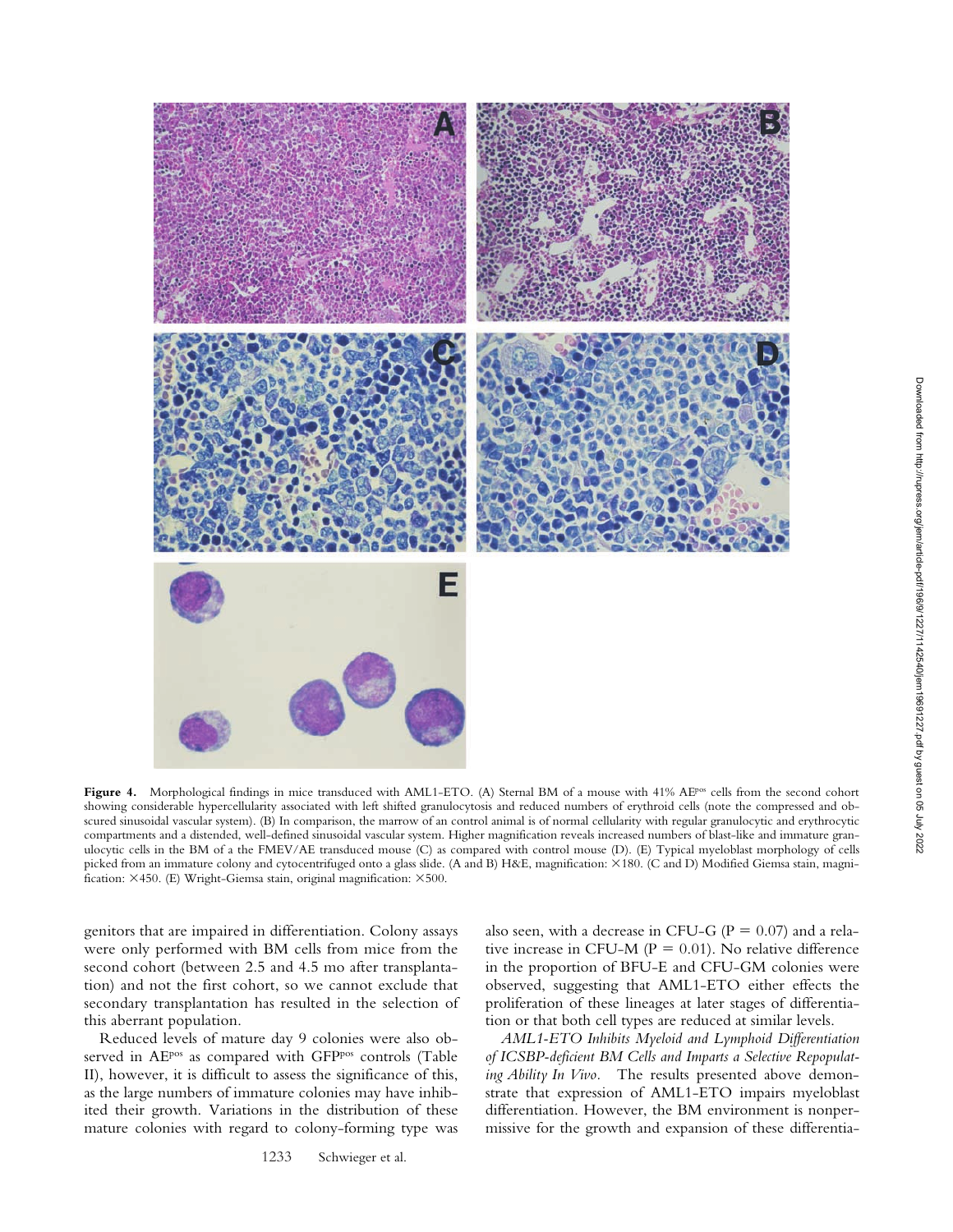**Figure 4.** Morphological findings in mice transduced with AML1-ETO. (A) Sternal BM of a mouse with 41% AE^pos cells from the second cohort showing considerable hypercellularity associated with left shifted granulocytosis and reduced numbers of erythroid cells (note the compressed and obscured sinusoidal vascular system). (B) In comparison, the marrow of an control animal is of normal cellularity with regular granulocytic and erythrocytic compartments and a distended, well-defined sinusoidal vascular system. Higher magnification reveals increased numbers of blast-like and immature granulocytic cells in the BM of a the FMEV/AE transduced mouse (C) as compared with control mouse (D). (E) Typical myeloblast morphology of cells picked from an immature colony and cytocentrifuged onto a glass slide. (A and B) H&E, magnification: ×180. (C and D) Modified Giemsa stain, magnification: ×450. (E) Wright-Giemsa stain, original magnification: ×500.

genitors that are impaired in differentiation. Colony assays were only performed with BM cells from mice from the second cohort (between 2.5 and 4.5 mo after transplantation) and not the first cohort, so we cannot exclude that secondary transplantation has resulted in the selection of this aberrant population.

Reduced levels of mature day 9 colonies were also observed in AE^pos as compared with GFP^pos controls (Table II), however, it is difficult to assess the significance of this, as the large numbers of immature colonies may have inhibited their growth. Variations in the distribution of these mature colonies with regard to colony-forming type was also seen, with a decrease in CFU-G ($P = 0.07$) and a relative increase in CFU-M ($P = 0.01$). No relative difference in the proportion of BFU-E and CFU-GM colonies were observed, suggesting that AML1-ETO either effects the proliferation of these lineages at later stages of differentiation or that both cell types are reduced at similar levels.

*AML1-ETO Inhibits Myeloid and Lymphoid Differentiation of ICSBP-deficient BM Cells and Imparts a Selective Repopulating Ability In Vivo.* The results presented above demonstrate that expression of AML1-ETO impairs myeloblast differentiation. However, the BM environment is nonpermissive for the growth and expansion of these differentia-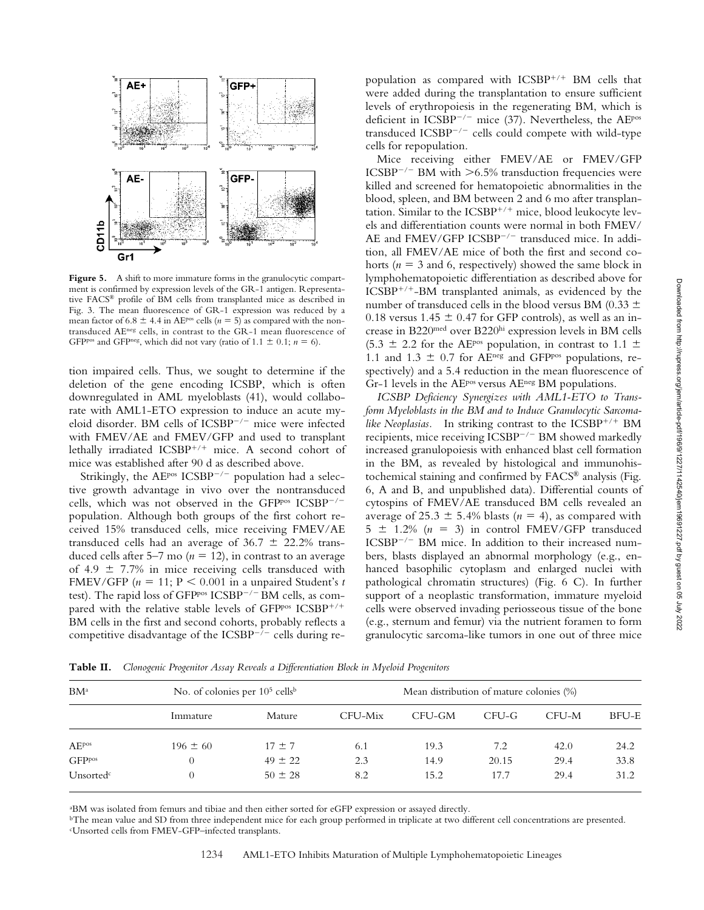**Figure 5.** A shift to more immature forms in the granulocytic compartment is confirmed by expression levels of the GR-1 antigen. Representative FACS® profile of BM cells from transplanted mice as described in Fig. 3. The mean fluorescence of GR-1 expression was reduced by a mean factor of 6.8 ± 4.4 in AE[pos] cells ($n = 5$) as compared with the nontransduced AE[neg] cells, in contrast to the GR-1 mean fluorescence of GFP[pos] and GFP[neg], which did not vary (ratio of 1.1 ± 0.1; $n = 6$).

tion impaired cells. Thus, we sought to determine if the deletion of the gene encoding ICSBP, which is often downregulated in AML myeloblasts (41), would collaborate with AML1-ETO expression to induce an acute myeloid disorder. BM cells of ICSBP$^{-/-}$ mice were infected with FMEV/AE and FMEV/GFP and used to transplant lethally irradiated ICSBP$^{+/+}$ mice. A second cohort of mice was established after 90 d as described above.

Strikingly, the AE[pos] ICSBP$^{-/-}$ population had a selective growth advantage in vivo over the nontransduced cells, which was not observed in the GFP[pos] ICSBP$^{-/-}$ population. Although both groups of the first cohort received 15% transduced cells, mice receiving FMEV/AE transduced cells had an average of 36.7 ± 22.2% transduced cells after 5–7 mo ($n = 12$), in contrast to an average of 4.9 ± 7.7% in mice receiving cells transduced with FMEV/GFP ($n = 11$; $P < 0.001$ in a unpaired Student's $t$ test). The rapid loss of GFP[pos] ICSBP$^{-/-}$ BM cells, as compared with the relative stable levels of GFP[pos] ICSBP$^{+/+}$ BM cells in the first and second cohorts, probably reflects a competitive disadvantage of the ICSBP$^{-/-}$ cells during repopulation as compared with ICSBP$^{+/+}$ BM cells that were added during the transplantation to ensure sufficient levels of erythropoiesis in the regenerating BM, which is deficient in ICSBP$^{-/-}$ mice (37). Nevertheless, the AE[pos] transduced ICSBP$^{-/-}$ cells could compete with wild-type cells for repopulation.

Mice receiving either FMEV/AE or FMEV/GFP ICSBP$^{-/-}$ BM with >6.5% transduction frequencies were killed and screened for hematopoietic abnormalities in the blood, spleen, and BM between 2 and 6 mo after transplantation. Similar to the ICSBP$^{+/+}$ mice, blood leukocyte levels and differentiation counts were normal in both FMEV/AE and FMEV/GFP ICSBP$^{-/-}$ transduced mice. In addition, all FMEV/AE mice of both the first and second cohorts ($n = 3$ and 6, respectively) showed the same block in lymphohematopoietic differentiation as described above for ICSBP$^{+/+}$-BM transplanted animals, as evidenced by the number of transduced cells in the blood versus BM (0.33 ± 0.18 versus 1.45 ± 0.47 for GFP controls), as well as an increase in B220[med] over B220[hi] expression levels in BM cells (5.3 ± 2.2 for the AE[pos] population, in contrast to 1.1 ± 1.1 and 1.3 ± 0.7 for AE[neg] and GFP[pos] populations, respectively) and a 5.4 reduction in the mean fluorescence of Gr-1 levels in the AE[pos] versus AE[neg] BM populations.

*ICSBP Deficiency Synergizes with AML1-ETO to Transform Myeloblasts in the BM and to Induce Granulocytic Sarcoma-like Neoplasias.* In striking contrast to the ICSBP$^{+/+}$ BM recipients, mice receiving ICSBP$^{-/-}$ BM showed markedly increased granulopoiesis with enhanced blast cell formation in the BM, as revealed by histological and immunohistochemical staining and confirmed by FACS® analysis (Fig. 6, A and B, and unpublished data). Differential counts of cytospins of FMEV/AE transduced BM cells revealed an average of 25.3 ± 5.4% blasts ($n = 4$), as compared with 5 ± 1.2% ($n = 3$) in control FMEV/GFP transduced ICSBP$^{-/-}$ BM mice. In addition to their increased numbers, blasts displayed an abnormal morphology (e.g., enhanced basophilic cytoplasm and enlarged nuclei with pathological chromatin structures) (Fig. 6 C). In further support of a neoplastic transformation, immature myeloid cells were observed invading periosseous tissue of the bone (e.g., sternum and femur) via the nutrient foramen to form granulocytic sarcoma-like tumors in one out of three mice

**Table II.** *Clonogenic Progenitor Assay Reveals a Differentiation Block in Myeloid Progenitors*

| BM[a] | No. of colonies per $10^5$ cells[b] | | Mean distribution of mature colonies (%) | | | | |
|---|---|---|---|---|---|---|---|
| | Immature | Mature | CFU-Mix | CFU-GM | CFU-G | CFU-M | BFU-E |
| AE[pos] | 196 ± 60 | 17 ± 7 | 6.1 | 19.3 | 7.2 | 42.0 | 24.2 |
| GFP[pos] | 0 | 49 ± 22 | 2.3 | 14.9 | 20.15 | 29.4 | 33.8 |
| Unsorted[c] | 0 | 50 ± 28 | 8.2 | 15.2 | 17.7 | 29.4 | 31.2 |

[a]BM was isolated from femurs and tibiae and then either sorted for eGFP expression or assayed directly.
[b]The mean value and SD from three independent mice for each group performed in triplicate at two different cell concentrations are presented.
[c]Unsorted cells from FMEV-GFP–infected transplants.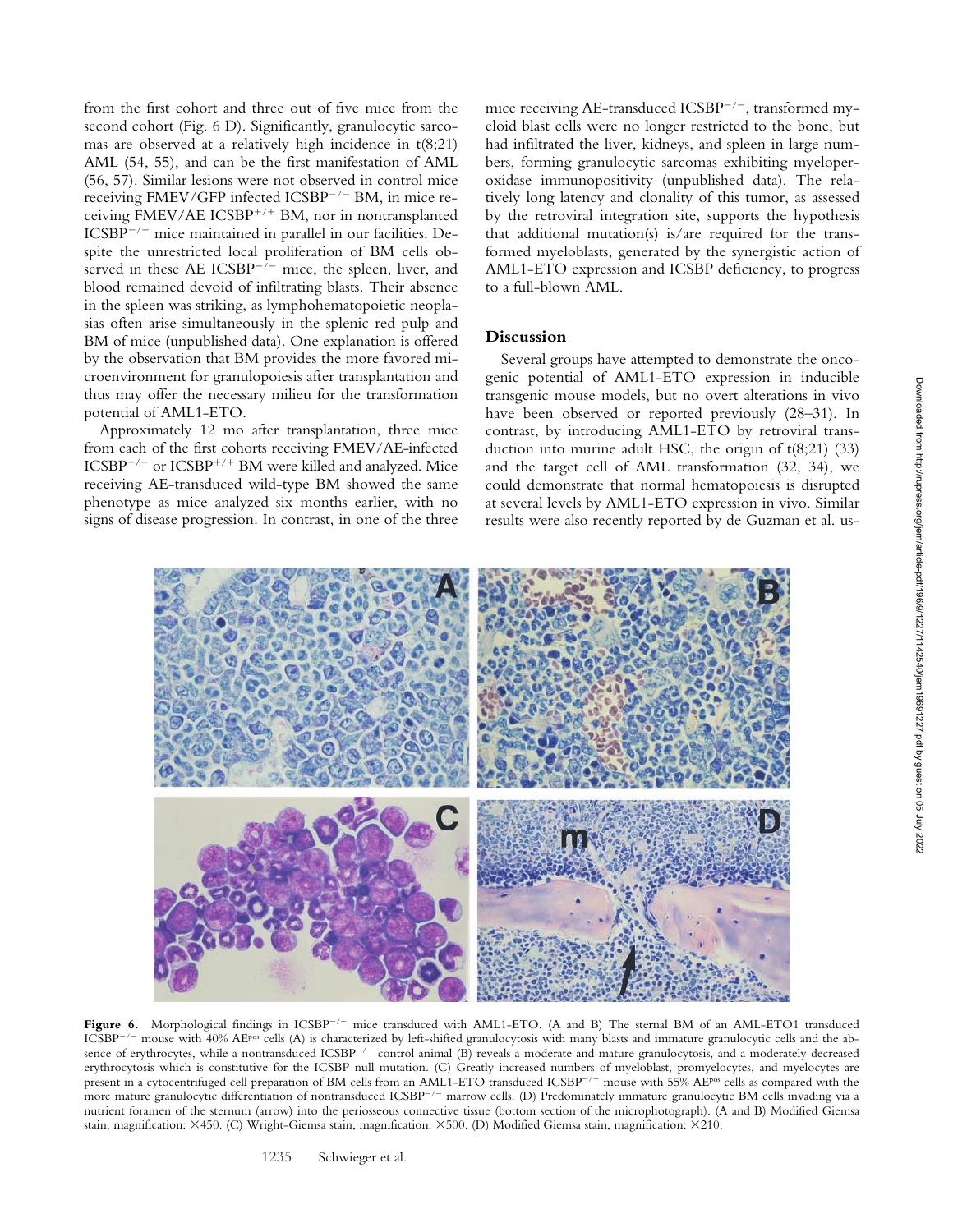from the first cohort and three out of five mice from the second cohort (Fig. 6 D). Significantly, granulocytic sarcomas are observed at a relatively high incidence in t(8;21) AML (54, 55), and can be the first manifestation of AML (56, 57). Similar lesions were not observed in control mice receiving FMEV/GFP infected ICSBP$^{-/-}$ BM, in mice receiving FMEV/AE ICSBP$^{+/+}$ BM, nor in nontransplanted ICSBP$^{-/-}$ mice maintained in parallel in our facilities. Despite the unrestricted local proliferation of BM cells observed in these AE ICSBP$^{-/-}$ mice, the spleen, liver, and blood remained devoid of infiltrating blasts. Their absence in the spleen was striking, as lymphohematopoietic neoplasias often arise simultaneously in the splenic red pulp and BM of mice (unpublished data). One explanation is offered by the observation that BM provides the more favored microenvironment for granulopoiesis after transplantation and thus may offer the necessary milieu for the transformation potential of AML1-ETO.

Approximately 12 mo after transplantation, three mice from each of the first cohorts receiving FMEV/AE-infected ICSBP$^{-/-}$ or ICSBP$^{+/+}$ BM were killed and analyzed. Mice receiving AE-transduced wild-type BM showed the same phenotype as mice analyzed six months earlier, with no signs of disease progression. In contrast, in one of the three mice receiving AE-transduced ICSBP$^{-/-}$, transformed myeloid blast cells were no longer restricted to the bone, but had infiltrated the liver, kidneys, and spleen in large numbers, forming granulocytic sarcomas exhibiting myeloperoxidase immunopositivity (unpublished data). The relatively long latency and clonality of this tumor, as assessed by the retroviral integration site, supports the hypothesis that additional mutation(s) is/are required for the transformed myeloblasts, generated by the synergistic action of AML1-ETO expression and ICSBP deficiency, to progress to a full-blown AML.

## Discussion

Several groups have attempted to demonstrate the oncogenic potential of AML1-ETO expression in inducible transgenic mouse models, but no overt alterations in vivo have been observed or reported previously (28–31). In contrast, by introducing AML1-ETO by retroviral transduction into murine adult HSC, the origin of t(8;21) (33) and the target cell of AML transformation (32, 34), we could demonstrate that normal hematopoiesis is disrupted at several levels by AML1-ETO expression in vivo. Similar results were also recently reported by de Guzman et al. us-

**Figure 6.** Morphological findings in ICSBP$^{-/-}$ mice transduced with AML1-ETO. (A and B) The sternal BM of an AML-ETO1 transduced ICSBP$^{-/-}$ mouse with 40% AE$^{pos}$ cells (A) is characterized by left-shifted granulocytosis with many blasts and immature granulocytic cells and the absence of erythrocytes, while a nontransduced ICSBP$^{-/-}$ control animal (B) reveals a moderate and mature granulocytosis, and a moderately decreased erythrocytosis which is constitutive for the ICSBP null mutation. (C) Greatly increased numbers of myeloblast, promyelocytes, and myelocytes are present in a cytocentrifuged cell preparation of BM cells from an AML1-ETO transduced ICSBP$^{-/-}$ mouse with 55% AE$^{pos}$ cells as compared with the more mature granulocytic differentiation of nontransduced ICSBP$^{-/-}$ marrow cells. (D) Predominately immature granulocytic BM cells invading via a nutrient foramen of the sternum (arrow) into the periosseous connective tissue (bottom section of the microphotograph). (A and B) Modified Giemsa stain, magnification: ×450. (C) Wright-Giemsa stain, magnification: ×500. (D) Modified Giemsa stain, magnification: ×210.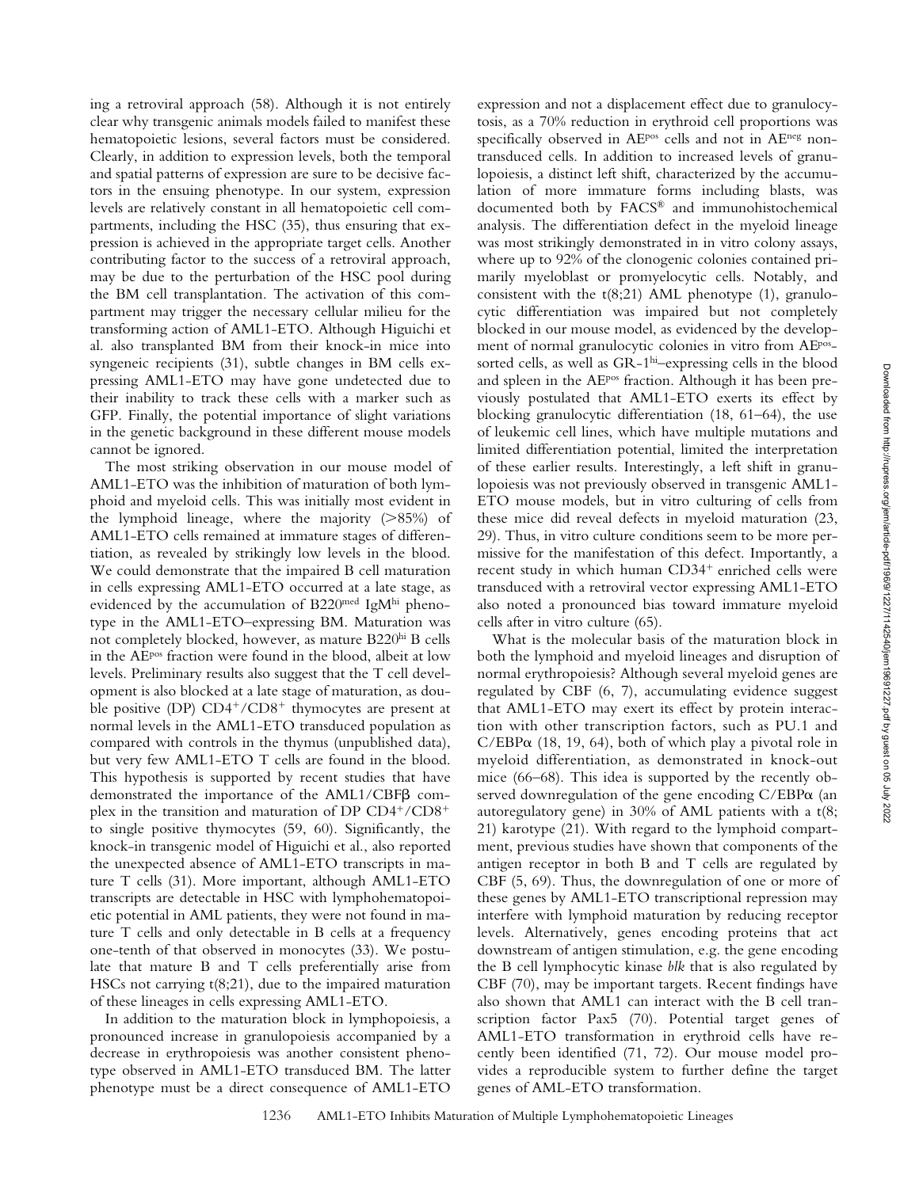ing a retroviral approach (58). Although it is not entirely clear why transgenic animals models failed to manifest these hematopoietic lesions, several factors must be considered. Clearly, in addition to expression levels, both the temporal and spatial patterns of expression are sure to be decisive factors in the ensuing phenotype. In our system, expression levels are relatively constant in all hematopoietic cell compartments, including the HSC (35), thus ensuring that expression is achieved in the appropriate target cells. Another contributing factor to the success of a retroviral approach, may be due to the perturbation of the HSC pool during the BM cell transplantation. The activation of this compartment may trigger the necessary cellular milieu for the transforming action of AML1-ETO. Although Higuichi et al. also transplanted BM from their knock-in mice into syngeneic recipients (31), subtle changes in BM cells expressing AML1-ETO may have gone undetected due to their inability to track these cells with a marker such as GFP. Finally, the potential importance of slight variations in the genetic background in these different mouse models cannot be ignored.

The most striking observation in our mouse model of AML1-ETO was the inhibition of maturation of both lymphoid and myeloid cells. This was initially most evident in the lymphoid lineage, where the majority (>85%) of AML1-ETO cells remained at immature stages of differentiation, as revealed by strikingly low levels in the blood. We could demonstrate that the impaired B cell maturation in cells expressing AML1-ETO occurred at a late stage, as evidenced by the accumulation of B220[med] IgM[hi] phenotype in the AML1-ETO–expressing BM. Maturation was not completely blocked, however, as mature B220[hi] B cells in the AE[pos] fraction were found in the blood, albeit at low levels. Preliminary results also suggest that the T cell development is also blocked at a late stage of maturation, as double positive (DP) $CD4^+/CD8^+$ thymocytes are present at normal levels in the AML1-ETO transduced population as compared with controls in the thymus (unpublished data), but very few AML1-ETO T cells are found in the blood. This hypothesis is supported by recent studies that have demonstrated the importance of the AML1/CBFβ complex in the transition and maturation of DP $CD4^+/CD8^+$ to single positive thymocytes (59, 60). Significantly, the knock-in transgenic model of Higuichi et al., also reported the unexpected absence of AML1-ETO transcripts in mature T cells (31). More important, although AML1-ETO transcripts are detectable in HSC with lymphohematopoietic potential in AML patients, they were not found in mature T cells and only detectable in B cells at a frequency one-tenth of that observed in monocytes (33). We postulate that mature B and T cells preferentially arise from HSCs not carrying t(8;21), due to the impaired maturation of these lineages in cells expressing AML1-ETO.

In addition to the maturation block in lymphopoiesis, a pronounced increase in granulopoiesis accompanied by a decrease in erythropoiesis was another consistent phenotype observed in AML1-ETO transduced BM. The latter phenotype must be a direct consequence of AML1-ETO expression and not a displacement effect due to granulocytosis, as a 70% reduction in erythroid cell proportions was specifically observed in AE[pos] cells and not in AE[neg] nontransduced cells. In addition to increased levels of granulopoiesis, a distinct left shift, characterized by the accumulation of more immature forms including blasts, was documented both by FACS® and immunohistochemical analysis. The differentiation defect in the myeloid lineage was most strikingly demonstrated in in vitro colony assays, where up to 92% of the clonogenic colonies contained primarily myeloblast or promyelocytic cells. Notably, and consistent with the t(8;21) AML phenotype (1), granulocytic differentiation was impaired but not completely blocked in our mouse model, as evidenced by the development of normal granulocytic colonies in vitro from AE[pos]-sorted cells, as well as GR-1[hi]–expressing cells in the blood and spleen in the AE[pos] fraction. Although it has been previously postulated that AML1-ETO exerts its effect by blocking granulocytic differentiation (18, 61–64), the use of leukemic cell lines, which have multiple mutations and limited differentiation potential, limited the interpretation of these earlier results. Interestingly, a left shift in granulopoiesis was not previously observed in transgenic AML1-ETO mouse models, but in vitro culturing of cells from these mice did reveal defects in myeloid maturation (23, 29). Thus, in vitro culture conditions seem to be more permissive for the manifestation of this defect. Importantly, a recent study in which human $CD34^+$ enriched cells were transduced with a retroviral vector expressing AML1-ETO also noted a pronounced bias toward immature myeloid cells after in vitro culture (65).

What is the molecular basis of the maturation block in both the lymphoid and myeloid lineages and disruption of normal erythropoiesis? Although several myeloid genes are regulated by CBF (6, 7), accumulating evidence suggest that AML1-ETO may exert its effect by protein interaction with other transcription factors, such as PU.1 and C/EBPα (18, 19, 64), both of which play a pivotal role in myeloid differentiation, as demonstrated in knock-out mice (66–68). This idea is supported by the recently observed downregulation of the gene encoding C/EBPα (an autoregulatory gene) in 30% of AML patients with a t(8;21) karotype (21). With regard to the lymphoid compartment, previous studies have shown that components of the antigen receptor in both B and T cells are regulated by CBF (5, 69). Thus, the downregulation of one or more of these genes by AML1-ETO transcriptional repression may interfere with lymphoid maturation by reducing receptor levels. Alternatively, genes encoding proteins that act downstream of antigen stimulation, e.g. the gene encoding the B cell lymphocytic kinase *blk* that is also regulated by CBF (70), may be important targets. Recent findings have also shown that AML1 can interact with the B cell transcription factor Pax5 (70). Potential target genes of AML1-ETO transformation in erythroid cells have recently been identified (71, 72). Our mouse model provides a reproducible system to further define the target genes of AML-ETO transformation.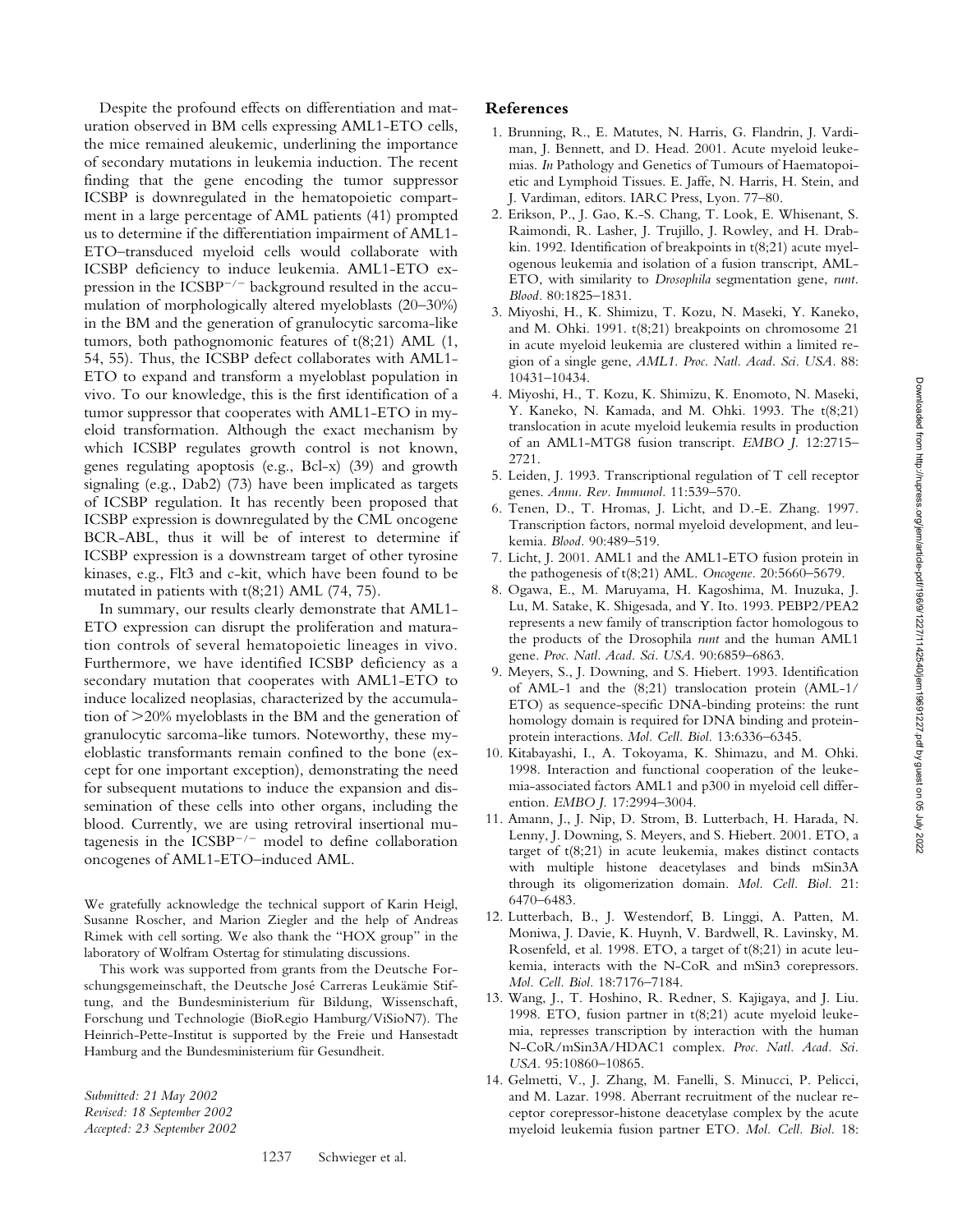Despite the profound effects on differentiation and maturation observed in BM cells expressing AML1-ETO cells, the mice remained aleukemic, underlining the importance of secondary mutations in leukemia induction. The recent finding that the gene encoding the tumor suppressor ICSBP is downregulated in the hematopoietic compartment in a large percentage of AML patients (41) prompted us to determine if the differentiation impairment of AML1-ETO–transduced myeloid cells would collaborate with ICSBP deficiency to induce leukemia. AML1-ETO expression in the ICSBP$^{-/-}$ background resulted in the accumulation of morphologically altered myeloblasts (20–30%) in the BM and the generation of granulocytic sarcoma-like tumors, both pathognomonic features of t(8;21) AML (1, 54, 55). Thus, the ICSBP defect collaborates with AML1-ETO to expand and transform a myeloblast population in vivo. To our knowledge, this is the first identification of a tumor suppressor that cooperates with AML1-ETO in myeloid transformation. Although the exact mechanism by which ICSBP regulates growth control is not known, genes regulating apoptosis (e.g., Bcl-x) (39) and growth signaling (e.g., Dab2) (73) have been implicated as targets of ICSBP regulation. It has recently been proposed that ICSBP expression is downregulated by the CML oncogene BCR-ABL, thus it will be of interest to determine if ICSBP expression is a downstream target of other tyrosine kinases, e.g., Flt3 and c-kit, which have been found to be mutated in patients with t(8;21) AML (74, 75).

In summary, our results clearly demonstrate that AML1-ETO expression can disrupt the proliferation and maturation controls of several hematopoietic lineages in vivo. Furthermore, we have identified ICSBP deficiency as a secondary mutation that cooperates with AML1-ETO to induce localized neoplasias, characterized by the accumulation of >20% myeloblasts in the BM and the generation of granulocytic sarcoma-like tumors. Noteworthy, these myeloblastic transformants remain confined to the bone (except for one important exception), demonstrating the need for subsequent mutations to induce the expansion and dissemination of these cells into other organs, including the blood. Currently, we are using retroviral insertional mutagenesis in the ICSBP$^{-/-}$ model to define collaboration oncogenes of AML1-ETO–induced AML.

We gratefully acknowledge the technical support of Karin Heigl, Susanne Roscher, and Marion Ziegler and the help of Andreas Rimek with cell sorting. We also thank the "HOX group" in the laboratory of Wolfram Ostertag for stimulating discussions.

This work was supported from grants from the Deutsche Forschungsgemeinschaft, the Deutsche José Carreras Leukämie Stiftung, and the Bundesministerium für Bildung, Wissenschaft, Forschung und Technologie (BioRegio Hamburg/ViSioN7). The Heinrich-Pette-Institut is supported by the Freie und Hansestadt Hamburg and the Bundesministerium für Gesundheit.

*Submitted: 21 May 2002*
*Revised: 18 September 2002*
*Accepted: 23 September 2002*

## References

1. Brunning, R., E. Matutes, N. Harris, G. Flandrin, J. Vardiman, J. Bennett, and D. Head. 2001. Acute myeloid leukemias. *In* Pathology and Genetics of Tumours of Haematopoietic and Lymphoid Tissues. E. Jaffe, N. Harris, H. Stein, and J. Vardiman, editors. IARC Press, Lyon. 77–80.
2. Erikson, P., J. Gao, K.-S. Chang, T. Look, E. Whisenant, S. Raimondi, R. Lasher, J. Trujillo, J. Rowley, and H. Drabkin. 1992. Identification of breakpoints in t(8;21) acute myelogenous leukemia and isolation of a fusion transcript, AML-ETO, with similarity to *Drosophila* segmentation gene, *runt*. *Blood*. 80:1825–1831.
3. Miyoshi, H., K. Shimizu, T. Kozu, N. Maseki, Y. Kaneko, and M. Ohki. 1991. t(8;21) breakpoints on chromosome 21 in acute myeloid leukemia are clustered within a limited region of a single gene, *AML1*. *Proc. Natl. Acad. Sci. USA*. 88: 10431–10434.
4. Miyoshi, H., T. Kozu, K. Shimizu, K. Enomoto, N. Maseki, Y. Kaneko, N. Kamada, and M. Ohki. 1993. The t(8;21) translocation in acute myeloid leukemia results in production of an AML1-MTG8 fusion transcript. *EMBO J.* 12:2715–2721.
5. Leiden, J. 1993. Transcriptional regulation of T cell receptor genes. *Annu. Rev. Immunol.* 11:539–570.
6. Tenen, D., T. Hromas, J. Licht, and D.-E. Zhang. 1997. Transcription factors, normal myeloid development, and leukemia. *Blood*. 90:489–519.
7. Licht, J. 2001. AML1 and the AML1-ETO fusion protein in the pathogenesis of t(8;21) AML. *Oncogene*. 20:5660–5679.
8. Ogawa, E., M. Maruyama, H. Kagoshima, M. Inuzuka, J. Lu, M. Satake, K. Shigesada, and Y. Ito. 1993. PEBP2/PEA2 represents a new family of transcription factor homologous to the products of the Drosophila *runt* and the human AML1 gene. *Proc. Natl. Acad. Sci. USA*. 90:6859–6863.
9. Meyers, S., J. Downing, and S. Hiebert. 1993. Identification of AML-1 and the (8;21) translocation protein (AML-1/ETO) as sequence-specific DNA-binding proteins: the runt homology domain is required for DNA binding and protein-protein interactions. *Mol. Cell. Biol.* 13:6336–6345.
10. Kitabayashi, I., A. Tokoyama, K. Shimazu, and M. Ohki. 1998. Interaction and functional cooperation of the leukemia-associated factors AML1 and p300 in myeloid cell differentiation. *EMBO J.* 17:2994–3004.
11. Amann, J., J. Nip, D. Strom, B. Lutterbach, H. Harada, N. Lenny, J. Downing, S. Meyers, and S. Hiebert. 2001. ETO, a target of t(8;21) in acute leukemia, makes distinct contacts with multiple histone deacetylases and binds mSin3A through its oligomerization domain. *Mol. Cell. Biol.* 21: 6470–6483.
12. Lutterbach, B., J. Westendorf, B. Linggi, A. Patten, M. Moniwa, J. Davie, K. Huynh, V. Bardwell, R. Lavinsky, M. Rosenfeld, et al. 1998. ETO, a target of t(8;21) in acute leukemia, interacts with the N-CoR and mSin3 corepressors. *Mol. Cell. Biol.* 18:7176–7184.
13. Wang, J., T. Hoshino, R. Redner, S. Kajigaya, and J. Liu. 1998. ETO, fusion partner in t(8;21) acute myeloid leukemia, represses transcription by interaction with the human N-CoR/mSin3A/HDAC1 complex. *Proc. Natl. Acad. Sci. USA*. 95:10860–10865.
14. Gelmetti, V., J. Zhang, M. Fanelli, S. Minucci, P. Pelicci, and M. Lazar. 1998. Aberrant recruitment of the nuclear receptor corepressor-histone deacetylase complex by the acute myeloid leukemia fusion partner ETO. *Mol. Cell. Biol.* 18: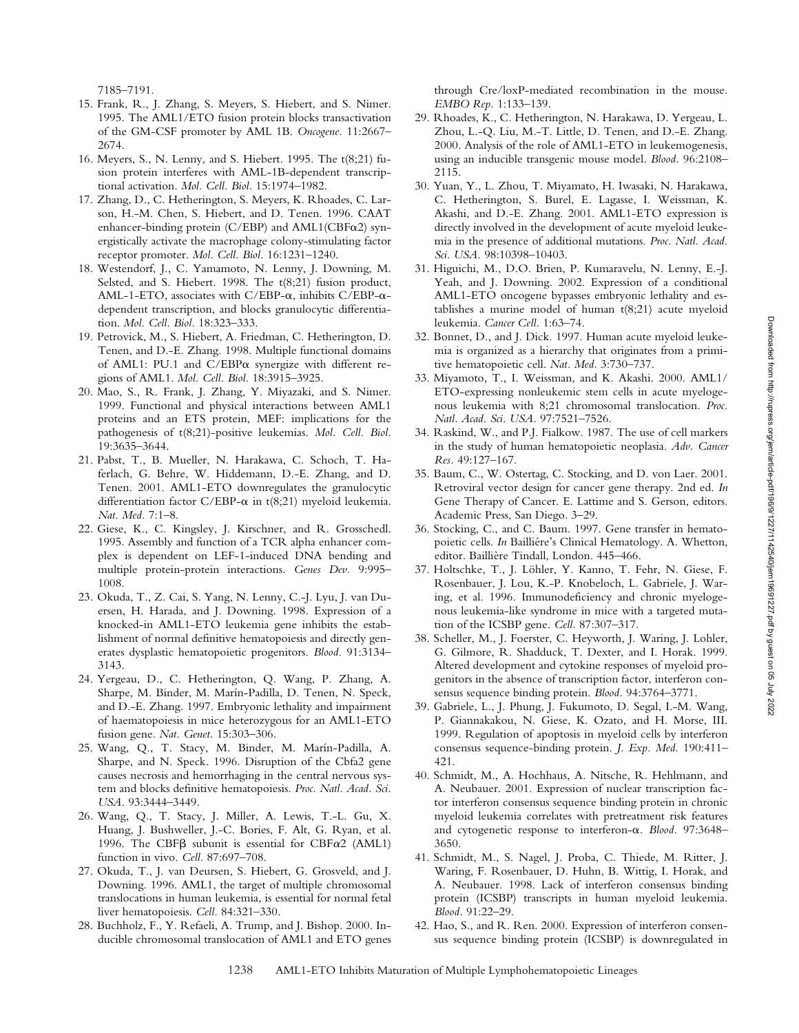7185–7191.

15. Frank, R., J. Zhang, S. Meyers, S. Hiebert, and S. Nimer. 1995. The AML1/ETO fusion protein blocks transactivation of the GM-CSF promoter by AML 1B. *Oncogene*. 11:2667–2674.
16. Meyers, S., N. Lenny, and S. Hiebert. 1995. The t(8;21) fusion protein interferes with AML-1B-dependent transcriptional activation. *Mol. Cell. Biol.* 15:1974–1982.
17. Zhang, D., C. Hetherington, S. Meyers, K. Rhoades, C. Larson, H.-M. Chen, S. Hiebert, and D. Tenen. 1996. CAAT enhancer-binding protein (C/EBP) and AML1(CBFα2) synergistically activate the macrophage colony-stimulating factor receptor promoter. *Mol. Cell. Biol.* 16:1231–1240.
18. Westendorf, J., C. Yamamoto, N. Lenny, J. Downing, M. Selsted, and S. Hiebert. 1998. The t(8;21) fusion product, AML-1-ETO, associates with C/EBP-α, inhibits C/EBP-α-dependent transcription, and blocks granulocytic differentiation. *Mol. Cell. Biol.* 18:323–333.
19. Petrovick, M., S. Hiebert, A. Friedman, C. Hetherington, D. Tenen, and D.-E. Zhang. 1998. Multiple functional domains of AML1: PU.1 and C/EBPα synergize with different regions of AML1. *Mol. Cell. Biol.* 18:3915–3925.
20. Mao, S., R. Frank, J. Zhang, Y. Miyazaki, and S. Nimer. 1999. Functional and physical interactions between AML1 proteins and an ETS protein, MEF: implications for the pathogenesis of t(8;21)-positive leukemias. *Mol. Cell. Biol.* 19:3635–3644.
21. Pabst, T., B. Mueller, N. Harakawa, C. Schoch, T. Haferlach, G. Behre, W. Hiddemann, D.-E. Zhang, and D. Tenen. 2001. AML1-ETO downregulates the granulocytic differentiation factor C/EBP-α in t(8;21) myeloid leukemia. *Nat. Med.* 7:1–8.
22. Giese, K., C. Kingsley, J. Kirschner, and R. Grosschedl. 1995. Assembly and function of a TCR alpha enhancer complex is dependent on LEF-1-induced DNA bending and multiple protein-protein interactions. *Genes Dev.* 9:995–1008.
23. Okuda, T., Z. Cai, S. Yang, N. Lenny, C.-J. Lyu, J. van Duersen, H. Harada, and J. Downing. 1998. Expression of a knocked-in AML1-ETO leukemia gene inhibits the establishment of normal definitive hematopoiesis and directly generates dysplastic hematopoietic progenitors. *Blood*. 91:3134–3143.
24. Yergeau, D., C. Hetherington, Q. Wang, P. Zhang, A. Sharpe, M. Binder, M. Marín-Padilla, D. Tenen, N. Speck, and D.-E. Zhang. 1997. Embryonic lethality and impairment of haematopoiesis in mice heterozygous for an AML1-ETO fusion gene. *Nat. Genet.* 15:303–306.
25. Wang, Q., T. Stacy, M. Binder, M. Marín-Padilla, A. Sharpe, and N. Speck. 1996. Disruption of the Cbfa2 gene causes necrosis and hemorrhaging in the central nervous system and blocks definitive hematopoiesis. *Proc. Natl. Acad. Sci. USA*. 93:3444–3449.
26. Wang, Q., T. Stacy, J. Miller, A. Lewis, T.-L. Gu, X. Huang, J. Bushweller, J.-C. Bories, F. Alt, G. Ryan, et al. 1996. The CBFβ subunit is essential for CBFα2 (AML1) function in vivo. *Cell*. 87:697–708.
27. Okuda, T., J. van Deursen, S. Hiebert, G. Grosveld, and J. Downing. 1996. AML1, the target of multiple chromosomal translocations in human leukemia, is essential for normal fetal liver hematopoiesis. *Cell*. 84:321–330.
28. Buchholz, F., Y. Refaeli, A. Trump, and J. Bishop. 2000. Inducible chromosomal translocation of AML1 and ETO genes through Cre/loxP-mediated recombination in the mouse. *EMBO Rep.* 1:133–139.
29. Rhoades, K., C. Hetherington, N. Harakawa, D. Yergeau, L. Zhou, L.-Q. Liu, M.-T. Little, D. Tenen, and D.-E. Zhang. 2000. Analysis of the role of AML1-ETO in leukemogenesis, using an inducible transgenic mouse model. *Blood*. 96:2108–2115.
30. Yuan, Y., L. Zhou, T. Miyamato, H. Iwasaki, N. Harakawa, C. Hetherington, S. Burel, E. Lagasse, I. Weissman, K. Akashi, and D.-E. Zhang. 2001. AML1-ETO expression is directly involved in the development of acute myeloid leukemia in the presence of additional mutations. *Proc. Natl. Acad. Sci. USA*. 98:10398–10403.
31. Higuichi, M., D.O. Brien, P. Kumaravelu, N. Lenny, E.-J. Yeah, and J. Downing. 2002. Expression of a conditional AML1-ETO oncogene bypasses embryonic lethality and establishes a murine model of human t(8;21) acute myeloid leukemia. *Cancer Cell*. 1:63–74.
32. Bonnet, D., and J. Dick. 1997. Human acute myeloid leukemia is organized as a hierarchy that originates from a primitive hematopoietic cell. *Nat. Med.* 3:730–737.
33. Miyamoto, T., I. Weissman, and K. Akashi. 2000. AML1/ETO-expressing nonleukemic stem cells in acute myelogenous leukemia with 8;21 chromosomal translocation. *Proc. Natl. Acad. Sci. USA*. 97:7521–7526.
34. Raskind, W., and P.J. Fialkow. 1987. The use of cell markers in the study of human hematopoietic neoplasia. *Adv. Cancer Res.* 49:127–167.
35. Baum, C., W. Ostertag, C. Stocking, and D. von Laer. 2001. Retroviral vector design for cancer gene therapy. 2nd ed. *In* Gene Therapy of Cancer. E. Lattime and S. Gerson, editors. Academic Press, San Diego. 3–29.
36. Stocking, C., and C. Baum. 1997. Gene transfer in hematopoietic cells. *In* Bailliére's Clinical Hematology. A. Whetton, editor. Baillière Tindall, London. 445–466.
37. Holtschke, T., J. Löhler, Y. Kanno, T. Fehr, N. Giese, F. Rosenbauer, J. Lou, K.-P. Knobeloch, L. Gabriele, J. Waring, et al. 1996. Immunodeficiency and chronic myelogenous leukemia-like syndrome in mice with a targeted mutation of the ICSBP gene. *Cell*. 87:307–317.
38. Scheller, M., J. Foerster, C. Heyworth, J. Waring, J. Lohler, G. Gilmore, R. Shadduck, T. Dexter, and I. Horak. 1999. Altered development and cytokine responses of myeloid progenitors in the absence of transcription factor, interferon consensus sequence binding protein. *Blood*. 94:3764–3771.
39. Gabriele, L., J. Phung, J. Fukumoto, D. Segal, I.-M. Wang, P. Giannakakou, N. Giese, K. Ozato, and H. Morse, III. 1999. Regulation of apoptosis in myeloid cells by interferon consensus sequence-binding protein. *J. Exp. Med.* 190:411–421.
40. Schmidt, M., A. Hochhaus, A. Nitsche, R. Hehlmann, and A. Neubauer. 2001. Expression of nuclear transcription factor interferon consensus sequence binding protein in chronic myeloid leukemia correlates with pretreatment risk features and cytogenetic response to interferon-α. *Blood*. 97:3648–3650.
41. Schmidt, M., S. Nagel, J. Proba, C. Thiede, M. Ritter, J. Waring, F. Rosenbauer, D. Huhn, B. Wittig, I. Horak, and A. Neubauer. 1998. Lack of interferon consensus binding protein (ICSBP) transcripts in human myeloid leukemia. *Blood*. 91:22–29.
42. Hao, S., and R. Ren. 2000. Expression of interferon consensus sequence binding protein (ICSBP) is downregulated in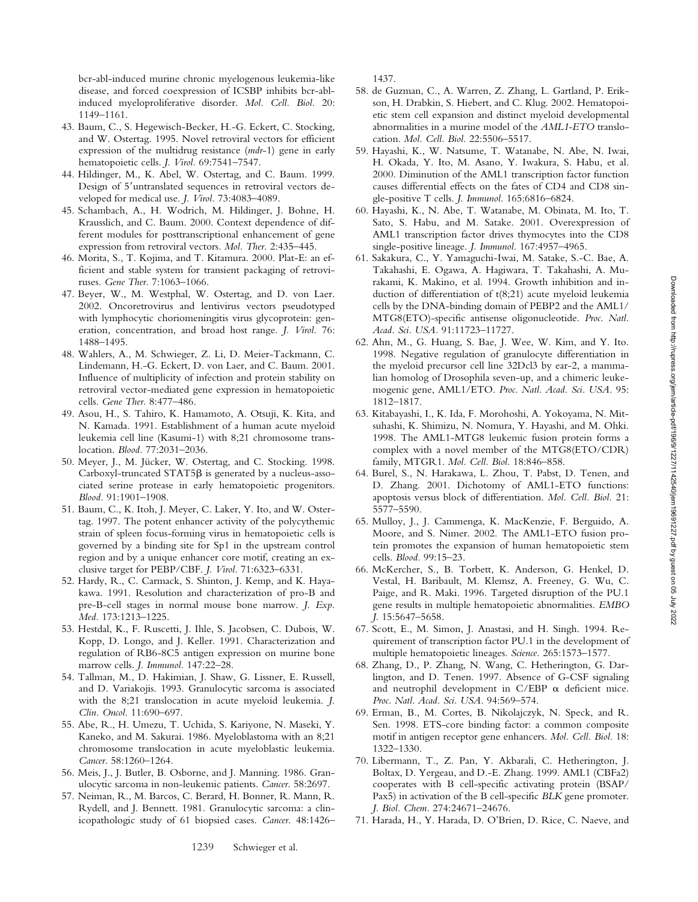bcr-abl-induced murine chronic myelogenous leukemia-like disease, and forced coexpression of ICSBP inhibits bcr-abl-induced myeloproliferative disorder. *Mol. Cell. Biol.* 20: 1149–1161.

43. Baum, C., S. Hegewisch-Becker, H.-G. Eckert, C. Stocking, and W. Ostertag. 1995. Novel retroviral vectors for efficient expression of the multidrug resistance (*mdr*-1) gene in early hematopoietic cells. *J. Virol.* 69:7541–7547.
44. Hildinger, M., K. Abel, W. Ostertag, and C. Baum. 1999. Design of 5′untranslated sequences in retroviral vectors developed for medical use. *J. Virol.* 73:4083–4089.
45. Schambach, A., H. Wodrich, M. Hildinger, J. Bohne, H. Krausslich, and C. Baum. 2000. Context dependence of different modules for posttranscriptional enhancement of gene expression from retroviral vectors. *Mol. Ther.* 2:435–445.
46. Morita, S., T. Kojima, and T. Kitamura. 2000. Plat-E: an efficient and stable system for transient packaging of retroviruses. *Gene Ther.* 7:1063–1066.
47. Beyer, W., M. Westphal, W. Ostertag, and D. von Laer. 2002. Oncoretrovirus and lentivirus vectors pseudotyped with lymphocytic choriomeningitis virus glycoprotein: generation, concentration, and broad host range. *J. Virol.* 76: 1488–1495.
48. Wahlers, A., M. Schwieger, Z. Li, D. Meier-Tackmann, C. Lindemann, H.-G. Eckert, D. von Laer, and C. Baum. 2001. Influence of multiplicity of infection and protein stability on retroviral vector-mediated gene expression in hematopoietic cells. *Gene Ther.* 8:477–486.
49. Asou, H., S. Tahiro, K. Hamamoto, A. Otsuji, K. Kita, and N. Kamada. 1991. Establishment of a human acute myeloid leukemia cell line (Kasumi-1) with 8;21 chromosome translocation. *Blood.* 77:2031–2036.
50. Meyer, J., M. Jücker, W. Ostertag, and C. Stocking. 1998. Carboxyl-truncated STAT5β is generated by a nucleus-associated serine protease in early hematopoietic progenitors. *Blood.* 91:1901–1908.
51. Baum, C., K. Itoh, J. Meyer, C. Laker, Y. Ito, and W. Ostertag. 1997. The potent enhancer activity of the polycythemic strain of spleen focus-forming virus in hematopoietic cells is governed by a binding site for Sp1 in the upstream control region and by a unique enhancer core motif, creating an exclusive target for PEBP/CBF. *J. Virol.* 71:6323–6331.
52. Hardy, R., C. Carmack, S. Shinton, J. Kemp, and K. Hayakawa. 1991. Resolution and characterization of pro-B and pre-B-cell stages in normal mouse bone marrow. *J. Exp. Med.* 173:1213–1225.
53. Hestdal, K., F. Ruscetti, J. Ihle, S. Jacobsen, C. Dubois, W. Kopp, D. Longo, and J. Keller. 1991. Characterization and regulation of RB6-8C5 antigen expression on murine bone marrow cells. *J. Immunol.* 147:22–28.
54. Tallman, M., D. Hakimian, J. Shaw, G. Lissner, E. Russell, and D. Variakojis. 1993. Granulocytic sarcoma is associated with the 8;21 translocation in acute myeloid leukemia. *J. Clin. Oncol.* 11:690–697.
55. Abe, R., H. Umezu, T. Uchida, S. Kariyone, N. Maseki, Y. Kaneko, and M. Sakurai. 1986. Myeloblastoma with an 8;21 chromosome translocation in acute myeloblastic leukemia. *Cancer.* 58:1260–1264.
56. Meis, J., J. Butler, B. Osborne, and J. Manning. 1986. Granulocytic sarcoma in non-leukemic patients. *Cancer.* 58:2697.
57. Neiman, R., M. Barcos, C. Berard, H. Bonner, R. Mann, R. Rydell, and J. Bennett. 1981. Granulocytic sarcoma: a clinicopathologic study of 61 biopsied cases. *Cancer.* 48:1426–1437.
58. de Guzman, C., A. Warren, Z. Zhang, L. Gartland, P. Erikson, H. Drabkin, S. Hiebert, and C. Klug. 2002. Hematopoietic stem cell expansion and distinct myeloid developmental abnormalities in a murine model of the *AML1-ETO* translocation. *Mol. Cell. Biol.* 22:5506–5517.
59. Hayashi, K., W. Natsume, T. Watanabe, N. Abe, N. Iwai, H. Okada, Y. Ito, M. Asano, Y. Iwakura, S. Habu, et al. 2000. Diminution of the AML1 transcription factor function causes differential effects on the fates of CD4 and CD8 single-positive T cells. *J. Immunol.* 165:6816–6824.
60. Hayashi, K., N. Abe, T. Watanabe, M. Obinata, M. Ito, T. Sato, S. Habu, and M. Satake. 2001. Overexpression of AML1 transcription factor drives thymocytes into the CD8 single-positive lineage. *J. Immunol.* 167:4957–4965.
61. Sakakura, C., Y. Yamaguchi-Iwai, M. Satake, S.-C. Bae, A. Takahashi, E. Ogawa, A. Hagiwara, T. Takahashi, A. Murakami, K. Makino, et al. 1994. Growth inhibition and induction of differentiation of t(8;21) acute myeloid leukemia cells by the DNA-binding domain of PEBP2 and the AML1/MTG8(ETO)-specific antisense oligonucleotide. *Proc. Natl. Acad. Sci. USA.* 91:11723–11727.
62. Ahn, M., G. Huang, S. Bae, J. Wee, W. Kim, and Y. Ito. 1998. Negative regulation of granulocyte differentiation in the myeloid precursor cell line 32Dcl3 by ear-2, a mammalian homolog of Drosophila seven-up, and a chimeric leukemogenic gene, AML1/ETO. *Proc. Natl. Acad. Sci. USA.* 95: 1812–1817.
63. Kitabayashi, I., K. Ida, F. Morohoshi, A. Yokoyama, N. Mitsuhashi, K. Shimizu, N. Nomura, Y. Hayashi, and M. Ohki. 1998. The AML1-MTG8 leukemic fusion protein forms a complex with a novel member of the MTG8(ETO/CDR) family, MTGR1. *Mol. Cell. Biol.* 18:846–858.
64. Burel, S., N. Harakawa, L. Zhou, T. Pabst, D. Tenen, and D. Zhang. 2001. Dichotomy of AML1-ETO functions: apoptosis versus block of differentiation. *Mol. Cell. Biol.* 21: 5577–5590.
65. Mulloy, J., J. Cammenga, K. MacKenzie, F. Berguido, A. Moore, and S. Nimer. 2002. The AML1-ETO fusion protein promotes the expansion of human hematopoietic stem cells. *Blood.* 99:15–23.
66. McKercher, S., B. Torbett, K. Anderson, G. Henkel, D. Vestal, H. Baribault, M. Klemsz, A. Freeney, G. Wu, C. Paige, and R. Maki. 1996. Targeted disruption of the PU.1 gene results in multiple hematopoietic abnormalities. *EMBO J.* 15:5647–5658.
67. Scott, E., M. Simon, J. Anastasi, and H. Singh. 1994. Requirement of transcription factor PU.1 in the development of multiple hematopoietic lineages. *Science.* 265:1573–1577.
68. Zhang, D., P. Zhang, N. Wang, C. Hetherington, G. Darlington, and D. Tenen. 1997. Absence of G-CSF signaling and neutrophil development in C/EBP α deficient mice. *Proc. Natl. Acad. Sci. USA.* 94:569–574.
69. Erman, B., M. Cortes, B. Nikolajczyk, N. Speck, and R. Sen. 1998. ETS-core binding factor: a common composite motif in antigen receptor gene enhancers. *Mol. Cell. Biol.* 18: 1322–1330.
70. Libermann, T., Z. Pan, Y. Akbarali, C. Hetherington, J. Boltax, D. Yergeau, and D.-E. Zhang. 1999. AML1 (CBFa2) cooperates with B cell-specific activating protein (BSAP/Pax5) in activation of the B cell-specific *BLK* gene promoter. *J. Biol. Chem.* 274:24671–24676.
71. Harada, H., Y. Harada, D. O'Brien, D. Rice, C. Naeve, and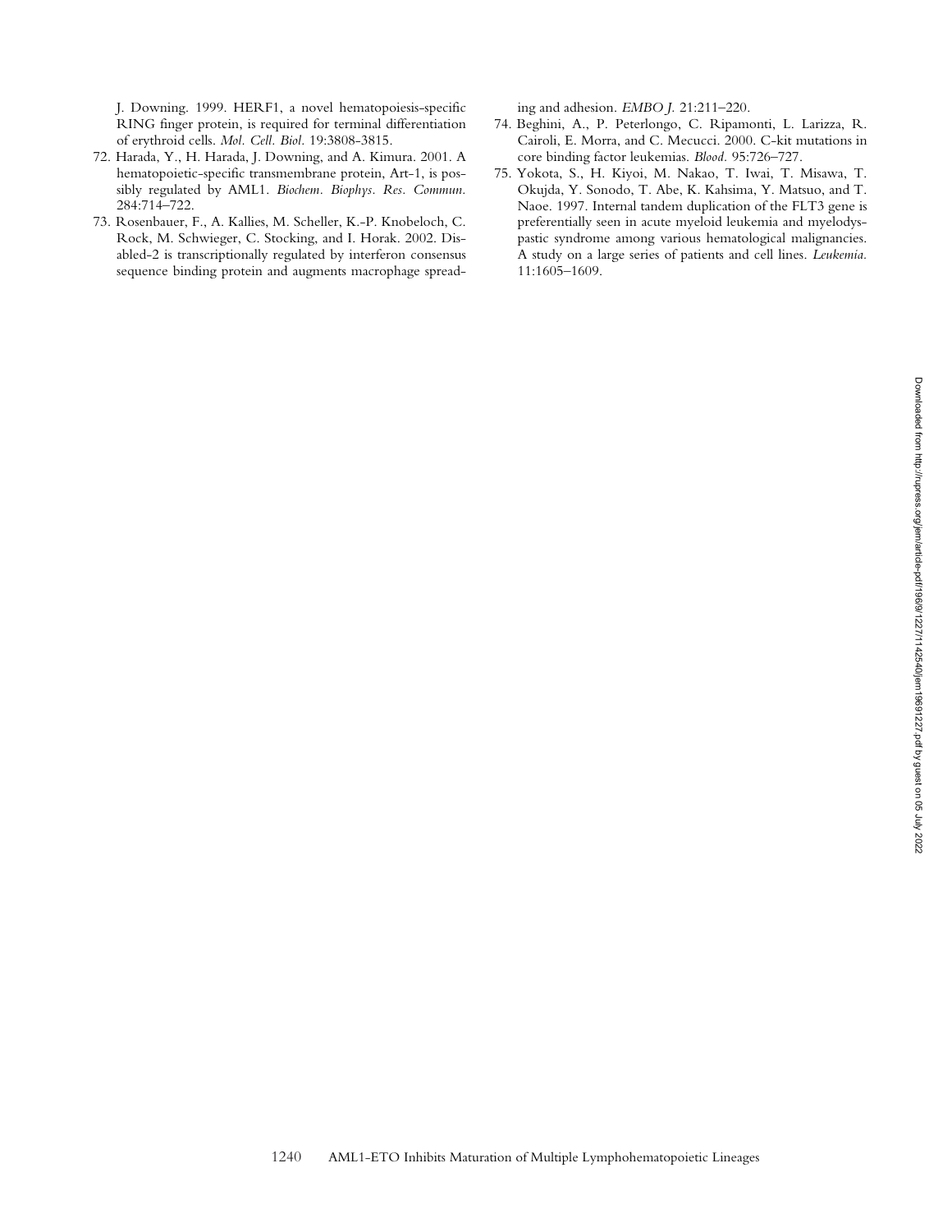J. Downing. 1999. HERF1, a novel hematopoiesis-specific RING finger protein, is required for terminal differentiation of erythroid cells. *Mol. Cell. Biol.* 19:3808-3815.

72. Harada, Y., H. Harada, J. Downing, and A. Kimura. 2001. A hematopoietic-specific transmembrane protein, Art-1, is possibly regulated by AML1. *Biochem. Biophys. Res. Commun.* 284:714–722.
73. Rosenbauer, F., A. Kallies, M. Scheller, K.-P. Knobeloch, C. Rock, M. Schwieger, C. Stocking, and I. Horak. 2002. Disabled-2 is transcriptionally regulated by interferon consensus sequence binding protein and augments macrophage spreading and adhesion. *EMBO J.* 21:211–220.
74. Beghini, A., P. Peterlongo, C. Ripamonti, L. Larizza, R. Cairoli, E. Morra, and C. Mecucci. 2000. C-kit mutations in core binding factor leukemias. *Blood.* 95:726–727.
75. Yokota, S., H. Kiyoi, M. Nakao, T. Iwai, T. Misawa, T. Okujda, Y. Sonodo, T. Abe, K. Kahsima, Y. Matsuo, and T. Naoe. 1997. Internal tandem duplication of the FLT3 gene is preferentially seen in acute myeloid leukemia and myelodysplastic syndrome among various hematological malignancies. A study on a large series of patients and cell lines. *Leukemia.* 11:1605–1609.